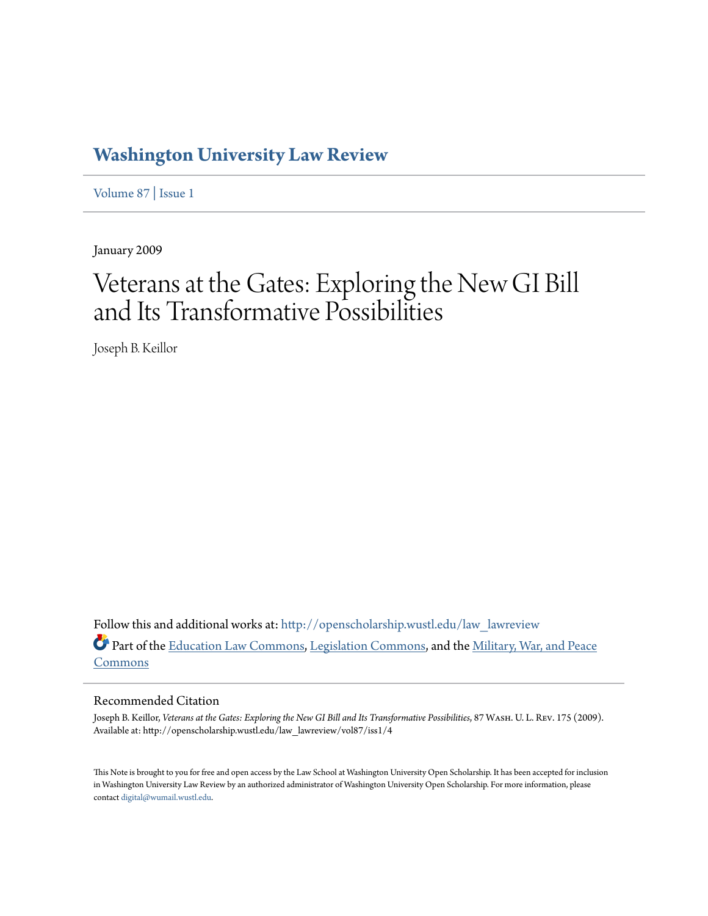# Washington University Law Review

Volume 87 | Issue 1

January 2009

# Veterans at the Gates: Exploring the New GI Bill and Its Transformative Possibilities

Joseph B. Keillor

Follow this and additional works at: http://openscholarship.wustl.edu/law_lawreview

Part of the Education Law Commons, Legislation Commons, and the Military, War, and Peace Commons

## Recommended Citation

Joseph B. Keillor, *Veterans at the Gates: Exploring the New GI Bill and Its Transformative Possibilities*, 87 Wash. U. L. Rev. 175 (2009).
Available at: http://openscholarship.wustl.edu/law_lawreview/vol87/iss1/4

This Note is brought to you for free and open access by the Law School at Washington University Open Scholarship. It has been accepted for inclusion in Washington University Law Review by an authorized administrator of Washington University Open Scholarship. For more information, please contact digital@wumail.wustl.edu.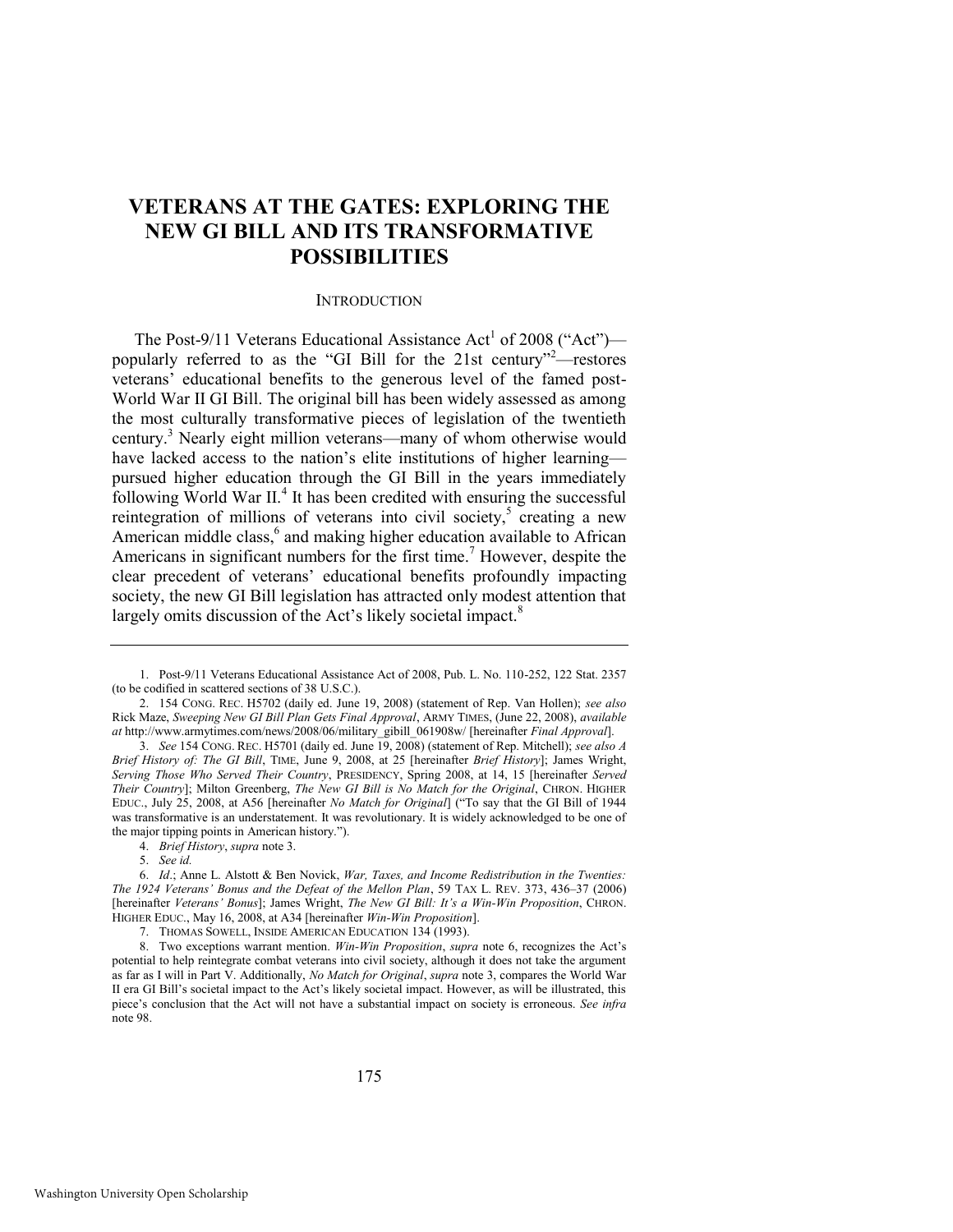# VETERANS AT THE GATES: EXPLORING THE NEW GI BILL AND ITS TRANSFORMATIVE POSSIBILITIES

## INTRODUCTION

The Post-9/11 Veterans Educational Assistance Act[1] of 2008 ("Act")—popularly referred to as the "GI Bill for the 21st century"[2]—restores veterans' educational benefits to the generous level of the famed post-World War II GI Bill. The original bill has been widely assessed as among the most culturally transformative pieces of legislation of the twentieth century.[3] Nearly eight million veterans—many of whom otherwise would have lacked access to the nation's elite institutions of higher learning—pursued higher education through the GI Bill in the years immediately following World War II.[4] It has been credited with ensuring the successful reintegration of millions of veterans into civil society,[5] creating a new American middle class,[6] and making higher education available to African Americans in significant numbers for the first time.[7] However, despite the clear precedent of veterans' educational benefits profoundly impacting society, the new GI Bill legislation has attracted only modest attention that largely omits discussion of the Act's likely societal impact.[8]

---

1. Post-9/11 Veterans Educational Assistance Act of 2008, Pub. L. No. 110-252, 122 Stat. 2357 (to be codified in scattered sections of 38 U.S.C.).

2. 154 CONG. REC. H5702 (daily ed. June 19, 2008) (statement of Rep. Van Hollen); *see also* Rick Maze, *Sweeping New GI Bill Plan Gets Final Approval*, ARMY TIMES, (June 22, 2008), *available at* http://www.armytimes.com/news/2008/06/military_gibill_061908w/ [hereinafter *Final Approval*].

3. *See* 154 CONG. REC. H5701 (daily ed. June 19, 2008) (statement of Rep. Mitchell); *see also A Brief History of: The GI Bill*, TIME, June 9, 2008, at 25 [hereinafter *Brief History*]; James Wright, *Serving Those Who Served Their Country*, PRESIDENCY, Spring 2008, at 14, 15 [hereinafter *Served Their Country*]; Milton Greenberg, *The New GI Bill is No Match for the Original*, CHRON. HIGHER EDUC., July 25, 2008, at A56 [hereinafter *No Match for Original*] ("To say that the GI Bill of 1944 was transformative is an understatement. It was revolutionary. It is widely acknowledged to be one of the major tipping points in American history.").

4. *Brief History*, *supra* note 3.

5. *See id.*

6. *Id*.; Anne L. Alstott & Ben Novick, *War, Taxes, and Income Redistribution in the Twenties: The 1924 Veterans' Bonus and the Defeat of the Mellon Plan*, 59 TAX L. REV. 373, 436–37 (2006) [hereinafter *Veterans' Bonus*]; James Wright, *The New GI Bill: It's a Win-Win Proposition*, CHRON. HIGHER EDUC., May 16, 2008, at A34 [hereinafter *Win-Win Proposition*].

7. THOMAS SOWELL, INSIDE AMERICAN EDUCATION 134 (1993).

8. Two exceptions warrant mention. *Win-Win Proposition*, *supra* note 6, recognizes the Act's potential to help reintegrate combat veterans into civil society, although it does not take the argument as far as I will in Part V. Additionally, *No Match for Original*, *supra* note 3, compares the World War II era GI Bill's societal impact to the Act's likely societal impact. However, as will be illustrated, this piece's conclusion that the Act will not have a substantial impact on society is erroneous. *See infra* note 98.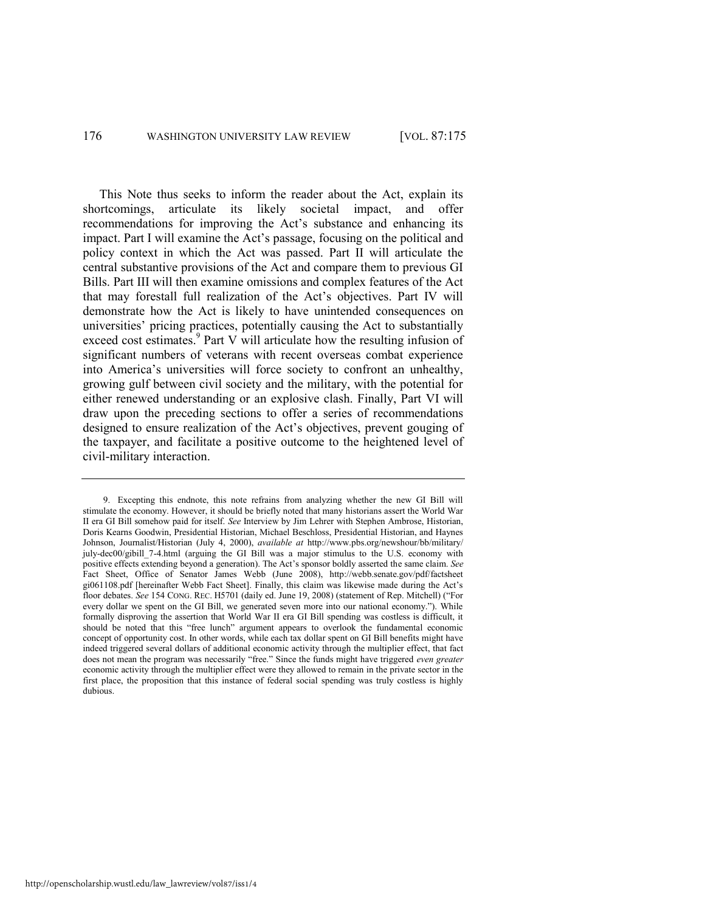This Note thus seeks to inform the reader about the Act, explain its shortcomings, articulate its likely societal impact, and offer recommendations for improving the Act's substance and enhancing its impact. Part I will examine the Act's passage, focusing on the political and policy context in which the Act was passed. Part II will articulate the central substantive provisions of the Act and compare them to previous GI Bills. Part III will then examine omissions and complex features of the Act that may forestall full realization of the Act's objectives. Part IV will demonstrate how the Act is likely to have unintended consequences on universities' pricing practices, potentially causing the Act to substantially exceed cost estimates.[9] Part V will articulate how the resulting infusion of significant numbers of veterans with recent overseas combat experience into America's universities will force society to confront an unhealthy, growing gulf between civil society and the military, with the potential for either renewed understanding or an explosive clash. Finally, Part VI will draw upon the preceding sections to offer a series of recommendations designed to ensure realization of the Act's objectives, prevent gouging of the taxpayer, and facilitate a positive outcome to the heightened level of civil-military interaction.

---

9. Excepting this endnote, this note refrains from analyzing whether the new GI Bill will stimulate the economy. However, it should be briefly noted that many historians assert the World War II era GI Bill somehow paid for itself. *See* Interview by Jim Lehrer with Stephen Ambrose, Historian, Doris Kearns Goodwin, Presidential Historian, Michael Beschloss, Presidential Historian, and Haynes Johnson, Journalist/Historian (July 4, 2000), *available at* http://www.pbs.org/newshour/bb/military/july-dec00/gibill_7-4.html (arguing the GI Bill was a major stimulus to the U.S. economy with positive effects extending beyond a generation). The Act's sponsor boldly asserted the same claim. *See* Fact Sheet, Office of Senator James Webb (June 2008), http://webb.senate.gov/pdf/factsheetgi061108.pdf [hereinafter Webb Fact Sheet]. Finally, this claim was likewise made during the Act's floor debates. *See* 154 CONG. REC. H5701 (daily ed. June 19, 2008) (statement of Rep. Mitchell) ("For every dollar we spent on the GI Bill, we generated seven more into our national economy."). While formally disproving the assertion that World War II era GI Bill spending was costless is difficult, it should be noted that this "free lunch" argument appears to overlook the fundamental economic concept of opportunity cost. In other words, while each tax dollar spent on GI Bill benefits might have indeed triggered several dollars of additional economic activity through the multiplier effect, that fact does not mean the program was necessarily "free." Since the funds might have triggered *even greater* economic activity through the multiplier effect were they allowed to remain in the private sector in the first place, the proposition that this instance of federal social spending was truly costless is highly dubious.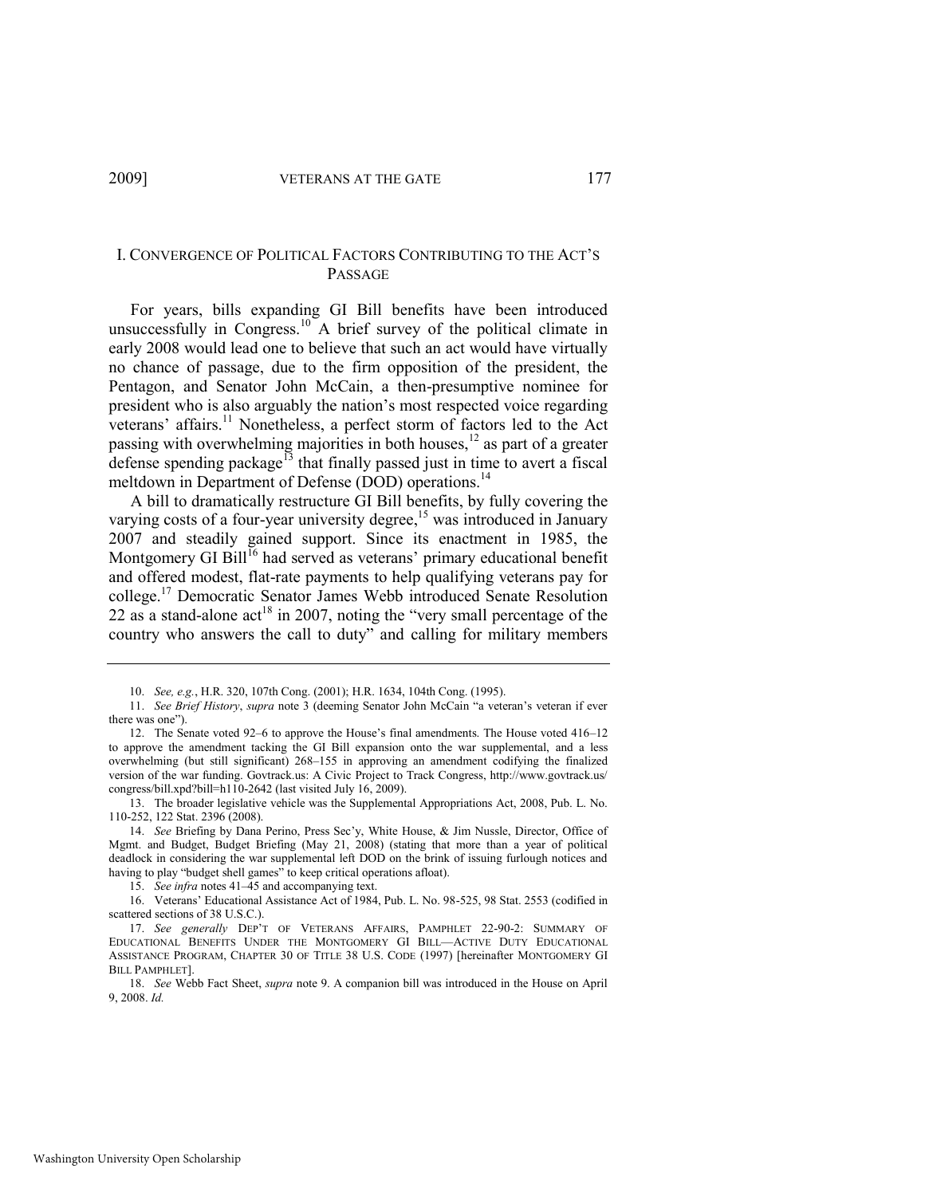## I. Convergence of Political Factors Contributing to the Act's Passage

For years, bills expanding GI Bill benefits have been introduced unsuccessfully in Congress.[10] A brief survey of the political climate in early 2008 would lead one to believe that such an act would have virtually no chance of passage, due to the firm opposition of the president, the Pentagon, and Senator John McCain, a then-presumptive nominee for president who is also arguably the nation's most respected voice regarding veterans' affairs.[11] Nonetheless, a perfect storm of factors led to the Act passing with overwhelming majorities in both houses,[12] as part of a greater defense spending package[13] that finally passed just in time to avert a fiscal meltdown in Department of Defense (DOD) operations.[14]

A bill to dramatically restructure GI Bill benefits, by fully covering the varying costs of a four-year university degree,[15] was introduced in January 2007 and steadily gained support. Since its enactment in 1985, the Montgomery GI Bill[16] had served as veterans' primary educational benefit and offered modest, flat-rate payments to help qualifying veterans pay for college.[17] Democratic Senator James Webb introduced Senate Resolution 22 as a stand-alone act[18] in 2007, noting the "very small percentage of the country who answers the call to duty" and calling for military members

---

10. *See, e.g.*, H.R. 320, 107th Cong. (2001); H.R. 1634, 104th Cong. (1995).

11. *See Brief History*, *supra* note 3 (deeming Senator John McCain "a veteran's veteran if ever there was one").

12. The Senate voted 92–6 to approve the House's final amendments. The House voted 416–12 to approve the amendment tacking the GI Bill expansion onto the war supplemental, and a less overwhelming (but still significant) 268–155 in approving an amendment codifying the finalized version of the war funding. Govtrack.us: A Civic Project to Track Congress, http://www.govtrack.us/congress/bill.xpd?bill=h110-2642 (last visited July 16, 2009).

13. The broader legislative vehicle was the Supplemental Appropriations Act, 2008, Pub. L. No. 110-252, 122 Stat. 2396 (2008).

14. *See* Briefing by Dana Perino, Press Sec'y, White House, & Jim Nussle, Director, Office of Mgmt. and Budget, Budget Briefing (May 21, 2008) (stating that more than a year of political deadlock in considering the war supplemental left DOD on the brink of issuing furlough notices and having to play "budget shell games" to keep critical operations afloat).

15. *See infra* notes 41–45 and accompanying text.

16. Veterans' Educational Assistance Act of 1984, Pub. L. No. 98-525, 98 Stat. 2553 (codified in scattered sections of 38 U.S.C.).

17. *See generally* DEP'T OF VETERANS AFFAIRS, PAMPHLET 22-90-2: SUMMARY OF EDUCATIONAL BENEFITS UNDER THE MONTGOMERY GI BILL—ACTIVE DUTY EDUCATIONAL ASSISTANCE PROGRAM, CHAPTER 30 OF TITLE 38 U.S. CODE (1997) [hereinafter MONTGOMERY GI BILL PAMPHLET].

18. *See* Webb Fact Sheet, *supra* note 9. A companion bill was introduced in the House on April 9, 2008. *Id.*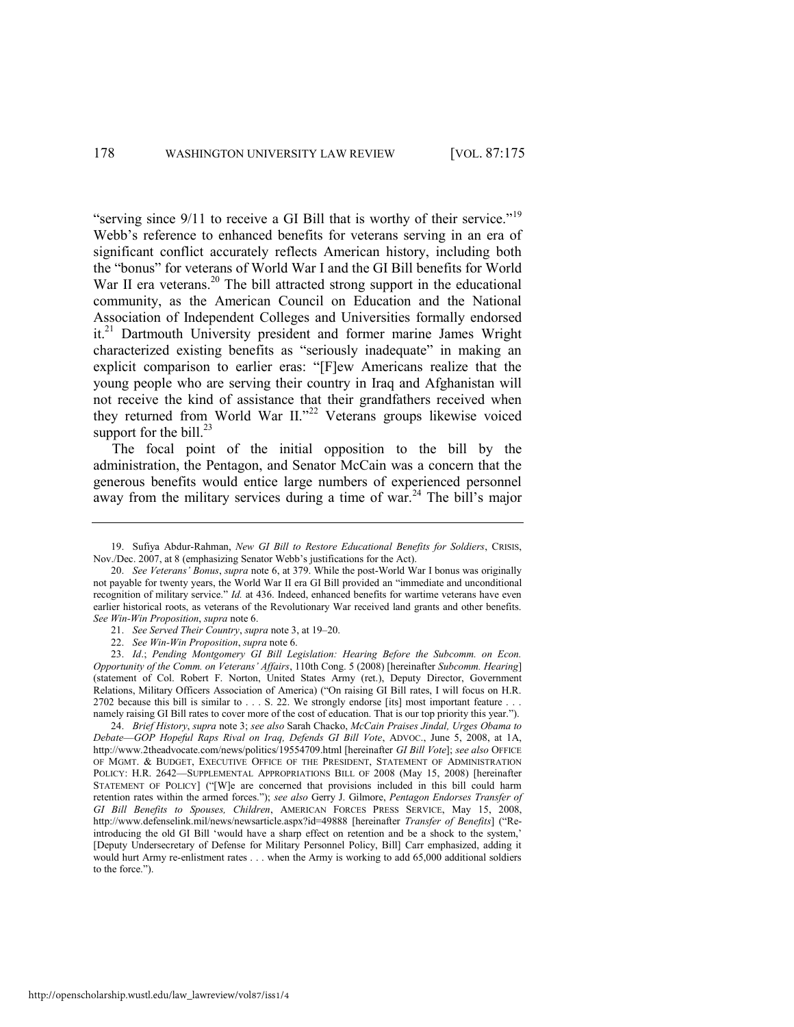"serving since 9/11 to receive a GI Bill that is worthy of their service."[19] Webb's reference to enhanced benefits for veterans serving in an era of significant conflict accurately reflects American history, including both the "bonus" for veterans of World War I and the GI Bill benefits for World War II era veterans.[20] The bill attracted strong support in the educational community, as the American Council on Education and the National Association of Independent Colleges and Universities formally endorsed it.[21] Dartmouth University president and former marine James Wright characterized existing benefits as "seriously inadequate" in making an explicit comparison to earlier eras: "[F]ew Americans realize that the young people who are serving their country in Iraq and Afghanistan will not receive the kind of assistance that their grandfathers received when they returned from World War II."[22] Veterans groups likewise voiced support for the bill.[23]

The focal point of the initial opposition to the bill by the administration, the Pentagon, and Senator McCain was a concern that the generous benefits would entice large numbers of experienced personnel away from the military services during a time of war.[24] The bill's major

---

19. Sufiya Abdur-Rahman, *New GI Bill to Restore Educational Benefits for Soldiers*, CRISIS, Nov./Dec. 2007, at 8 (emphasizing Senator Webb's justifications for the Act).

20. *See Veterans' Bonus*, *supra* note 6, at 379. While the post-World War I bonus was originally not payable for twenty years, the World War II era GI Bill provided an "immediate and unconditional recognition of military service." *Id.* at 436. Indeed, enhanced benefits for wartime veterans have even earlier historical roots, as veterans of the Revolutionary War received land grants and other benefits. *See Win-Win Proposition*, *supra* note 6.

21. *See Served Their Country*, *supra* note 3, at 19–20.

22. *See Win-Win Proposition*, *supra* note 6.

23. *Id*.; *Pending Montgomery GI Bill Legislation: Hearing Before the Subcomm. on Econ. Opportunity of the Comm. on Veterans' Affairs*, 110th Cong. 5 (2008) [hereinafter *Subcomm. Hearing*] (statement of Col. Robert F. Norton, United States Army (ret.), Deputy Director, Government Relations, Military Officers Association of America) ("On raising GI Bill rates, I will focus on H.R. 2702 because this bill is similar to . . . S. 22. We strongly endorse [its] most important feature . . . namely raising GI Bill rates to cover more of the cost of education. That is our top priority this year.").

24. *Brief History*, *supra* note 3; *see also* Sarah Chacko, *McCain Praises Jindal, Urges Obama to Debate—GOP Hopeful Raps Rival on Iraq, Defends GI Bill Vote*, ADVOC., June 5, 2008, at 1A, http://www.2theadvocate.com/news/politics/19554709.html [hereinafter *GI Bill Vote*]; *see also* OFFICE OF MGMT. & BUDGET, EXECUTIVE OFFICE OF THE PRESIDENT, STATEMENT OF ADMINISTRATION POLICY: H.R. 2642—SUPPLEMENTAL APPROPRIATIONS BILL OF 2008 (May 15, 2008) [hereinafter STATEMENT OF POLICY] ("[W]e are concerned that provisions included in this bill could harm retention rates within the armed forces."); *see also* Gerry J. Gilmore, *Pentagon Endorses Transfer of GI Bill Benefits to Spouses, Children*, AMERICAN FORCES PRESS SERVICE, May 15, 2008, http://www.defenselink.mil/news/newsarticle.aspx?id=49888 [hereinafter *Transfer of Benefits*] ("Re-introducing the old GI Bill 'would have a sharp effect on retention and be a shock to the system,' [Deputy Undersecretary of Defense for Military Personnel Policy, Bill] Carr emphasized, adding it would hurt Army re-enlistment rates . . . when the Army is working to add 65,000 additional soldiers to the force.").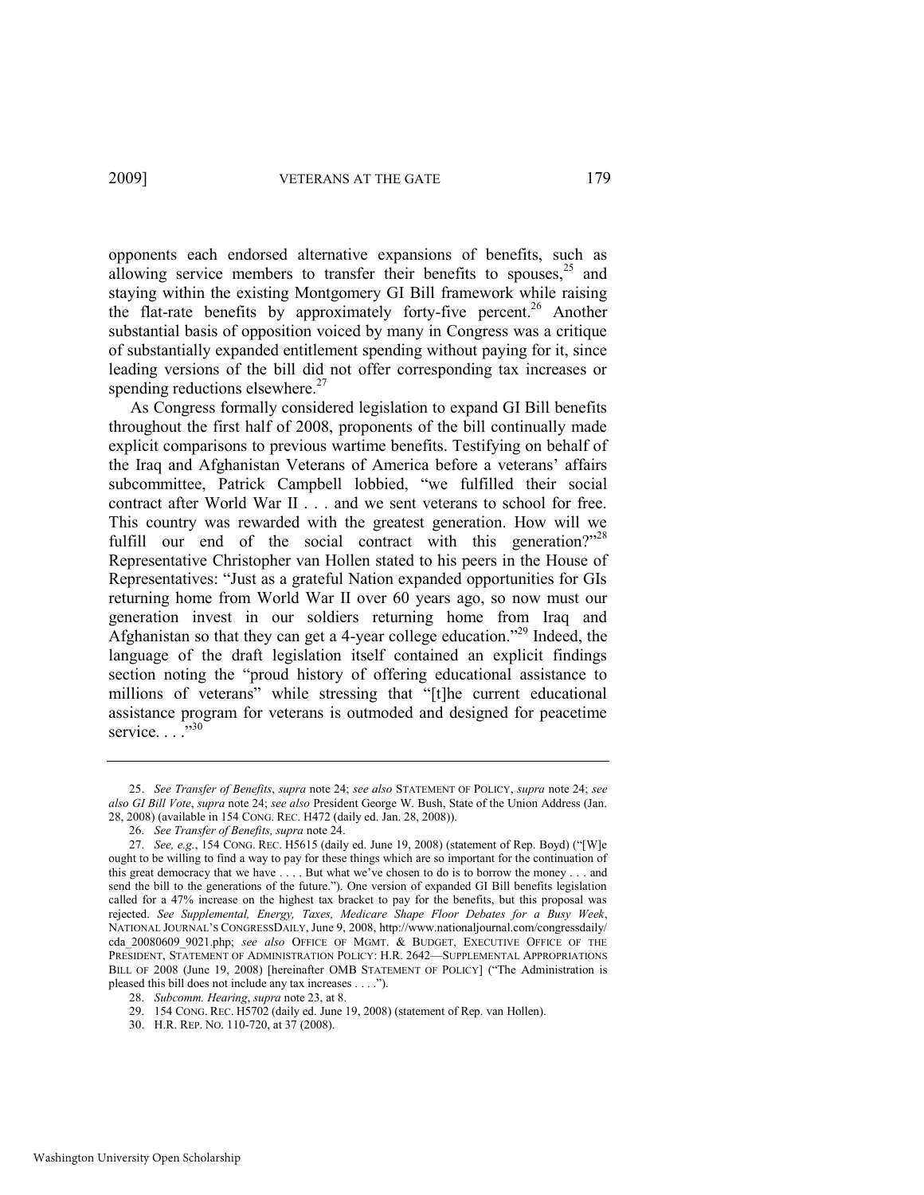opponents each endorsed alternative expansions of benefits, such as allowing service members to transfer their benefits to spouses,[25] and staying within the existing Montgomery GI Bill framework while raising the flat-rate benefits by approximately forty-five percent.[26] Another substantial basis of opposition voiced by many in Congress was a critique of substantially expanded entitlement spending without paying for it, since leading versions of the bill did not offer corresponding tax increases or spending reductions elsewhere.[27]

As Congress formally considered legislation to expand GI Bill benefits throughout the first half of 2008, proponents of the bill continually made explicit comparisons to previous wartime benefits. Testifying on behalf of the Iraq and Afghanistan Veterans of America before a veterans' affairs subcommittee, Patrick Campbell lobbied, "we fulfilled their social contract after World War II . . . and we sent veterans to school for free. This country was rewarded with the greatest generation. How will we fulfill our end of the social contract with this generation?"[28] Representative Christopher van Hollen stated to his peers in the House of Representatives: "Just as a grateful Nation expanded opportunities for GIs returning home from World War II over 60 years ago, so now must our generation invest in our soldiers returning home from Iraq and Afghanistan so that they can get a 4-year college education."[29] Indeed, the language of the draft legislation itself contained an explicit findings section noting the "proud history of offering educational assistance to millions of veterans" while stressing that "[t]he current educational assistance program for veterans is outmoded and designed for peacetime service. . . ."[30]

---

25. *See Transfer of Benefits*, *supra* note 24; *see also* STATEMENT OF POLICY, *supra* note 24; *see also GI Bill Vote*, *supra* note 24; *see also* President George W. Bush, State of the Union Address (Jan. 28, 2008) (available in 154 CONG. REC. H472 (daily ed. Jan. 28, 2008)).

26. *See Transfer of Benefits, supra* note 24.

27. *See, e.g.*, 154 CONG. REC. H5615 (daily ed. June 19, 2008) (statement of Rep. Boyd) ("[W]e ought to be willing to find a way to pay for these things which are so important for the continuation of this great democracy that we have . . . . But what we've chosen to do is to borrow the money . . . and send the bill to the generations of the future."). One version of expanded GI Bill benefits legislation called for a 47% increase on the highest tax bracket to pay for the benefits, but this proposal was rejected. *See Supplemental, Energy, Taxes, Medicare Shape Floor Debates for a Busy Week*, NATIONAL JOURNAL'S CONGRESSDAILY, June 9, 2008, http://www.nationaljournal.com/congressdaily/cda_20080609_9021.php; *see also* OFFICE OF MGMT. & BUDGET, EXECUTIVE OFFICE OF THE PRESIDENT, STATEMENT OF ADMINISTRATION POLICY: H.R. 2642—SUPPLEMENTAL APPROPRIATIONS BILL OF 2008 (June 19, 2008) [hereinafter OMB STATEMENT OF POLICY] ("The Administration is pleased this bill does not include any tax increases . . . .").

28. *Subcomm. Hearing*, *supra* note 23, at 8.

29. 154 CONG. REC. H5702 (daily ed. June 19, 2008) (statement of Rep. van Hollen).

30. H.R. REP. NO. 110-720, at 37 (2008).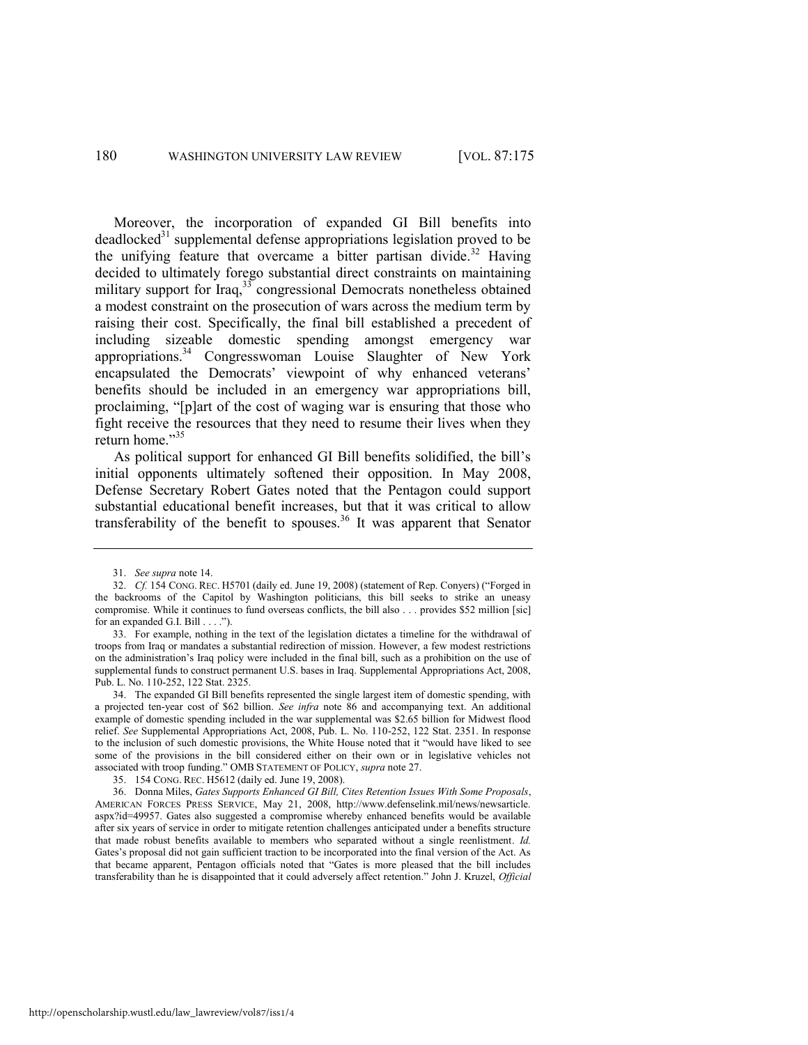Moreover, the incorporation of expanded GI Bill benefits into deadlocked[31] supplemental defense appropriations legislation proved to be the unifying feature that overcame a bitter partisan divide.[32] Having decided to ultimately forego substantial direct constraints on maintaining military support for Iraq,[33] congressional Democrats nonetheless obtained a modest constraint on the prosecution of wars across the medium term by raising their cost. Specifically, the final bill established a precedent of including sizeable domestic spending amongst emergency war appropriations.[34] Congresswoman Louise Slaughter of New York encapsulated the Democrats' viewpoint of why enhanced veterans' benefits should be included in an emergency war appropriations bill, proclaiming, "[p]art of the cost of waging war is ensuring that those who fight receive the resources that they need to resume their lives when they return home."[35]

As political support for enhanced GI Bill benefits solidified, the bill's initial opponents ultimately softened their opposition. In May 2008, Defense Secretary Robert Gates noted that the Pentagon could support substantial educational benefit increases, but that it was critical to allow transferability of the benefit to spouses.[36] It was apparent that Senator

---

31. *See supra* note 14.

32. *Cf.* 154 CONG. REC. H5701 (daily ed. June 19, 2008) (statement of Rep. Conyers) ("Forged in the backrooms of the Capitol by Washington politicians, this bill seeks to strike an uneasy compromise. While it continues to fund overseas conflicts, the bill also . . . provides $52 million [sic] for an expanded G.I. Bill . . . .").

33. For example, nothing in the text of the legislation dictates a timeline for the withdrawal of troops from Iraq or mandates a substantial redirection of mission. However, a few modest restrictions on the administration's Iraq policy were included in the final bill, such as a prohibition on the use of supplemental funds to construct permanent U.S. bases in Iraq. Supplemental Appropriations Act, 2008, Pub. L. No. 110-252, 122 Stat. 2325.

34. The expanded GI Bill benefits represented the single largest item of domestic spending, with a projected ten-year cost of $62 billion. *See infra* note 86 and accompanying text. An additional example of domestic spending included in the war supplemental was $2.65 billion for Midwest flood relief. *See* Supplemental Appropriations Act, 2008, Pub. L. No. 110-252, 122 Stat. 2351. In response to the inclusion of such domestic provisions, the White House noted that it "would have liked to see some of the provisions in the bill considered either on their own or in legislative vehicles not associated with troop funding." OMB STATEMENT OF POLICY, *supra* note 27.

35. 154 CONG. REC. H5612 (daily ed. June 19, 2008).

36. Donna Miles, *Gates Supports Enhanced GI Bill, Cites Retention Issues With Some Proposals*, AMERICAN FORCES PRESS SERVICE, May 21, 2008, http://www.defenselink.mil/news/newsarticle.aspx?id=49957. Gates also suggested a compromise whereby enhanced benefits would be available after six years of service in order to mitigate retention challenges anticipated under a benefits structure that made robust benefits available to members who separated without a single reenlistment. *Id.* Gates's proposal did not gain sufficient traction to be incorporated into the final version of the Act. As that became apparent, Pentagon officials noted that "Gates is more pleased that the bill includes transferability than he is disappointed that it could adversely affect retention." John J. Kruzel, *Official*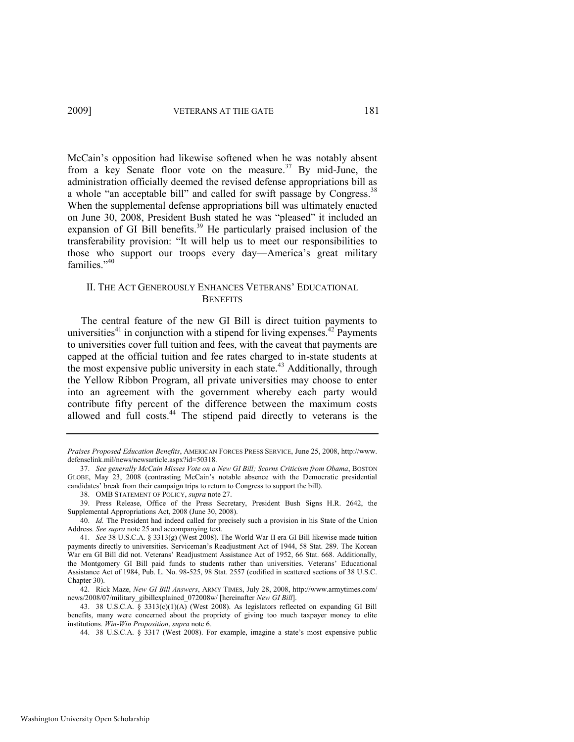McCain's opposition had likewise softened when he was notably absent from a key Senate floor vote on the measure.[37] By mid-June, the administration officially deemed the revised defense appropriations bill as a whole "an acceptable bill" and called for swift passage by Congress.[38] When the supplemental defense appropriations bill was ultimately enacted on June 30, 2008, President Bush stated he was "pleased" it included an expansion of GI Bill benefits.[39] He particularly praised inclusion of the transferability provision: "It will help us to meet our responsibilities to those who support our troops every day—America's great military families."[40]

## II. THE ACT GENEROUSLY ENHANCES VETERANS' EDUCATIONAL BENEFITS

The central feature of the new GI Bill is direct tuition payments to universities[41] in conjunction with a stipend for living expenses.[42] Payments to universities cover full tuition and fees, with the caveat that payments are capped at the official tuition and fee rates charged to in-state students at the most expensive public university in each state.[43] Additionally, through the Yellow Ribbon Program, all private universities may choose to enter into an agreement with the government whereby each party would contribute fifty percent of the difference between the maximum costs allowed and full costs.[44] The stipend paid directly to veterans is the

---

*Praises Proposed Education Benefits*, AMERICAN FORCES PRESS SERVICE, June 25, 2008, http://www.defenselink.mil/news/newsarticle.aspx?id=50318.

37. *See generally McCain Misses Vote on a New GI Bill; Scorns Criticism from Obama*, BOSTON GLOBE, May 23, 2008 (contrasting McCain's notable absence with the Democratic presidential candidates' break from their campaign trips to return to Congress to support the bill).

38. OMB STATEMENT OF POLICY, *supra* note 27.

39. Press Release, Office of the Press Secretary, President Bush Signs H.R. 2642, the Supplemental Appropriations Act, 2008 (June 30, 2008).

40. *Id.* The President had indeed called for precisely such a provision in his State of the Union Address. *See supra* note 25 and accompanying text.

41. *See* 38 U.S.C.A. § 3313(g) (West 2008). The World War II era GI Bill likewise made tuition payments directly to universities. Serviceman's Readjustment Act of 1944, 58 Stat. 289. The Korean War era GI Bill did not. Veterans' Readjustment Assistance Act of 1952, 66 Stat. 668. Additionally, the Montgomery GI Bill paid funds to students rather than universities. Veterans' Educational Assistance Act of 1984, Pub. L. No. 98-525, 98 Stat. 2557 (codified in scattered sections of 38 U.S.C. Chapter 30).

42. Rick Maze, *New GI Bill Answers*, ARMY TIMES, July 28, 2008, http://www.armytimes.com/news/2008/07/military_gibillexplained_072008w/ [hereinafter *New GI Bill*].

43. 38 U.S.C.A. § 3313(c)(1)(A) (West 2008). As legislators reflected on expanding GI Bill benefits, many were concerned about the propriety of giving too much taxpayer money to elite institutions. *Win-Win Proposition*, *supra* note 6.

44. 38 U.S.C.A. § 3317 (West 2008). For example, imagine a state's most expensive public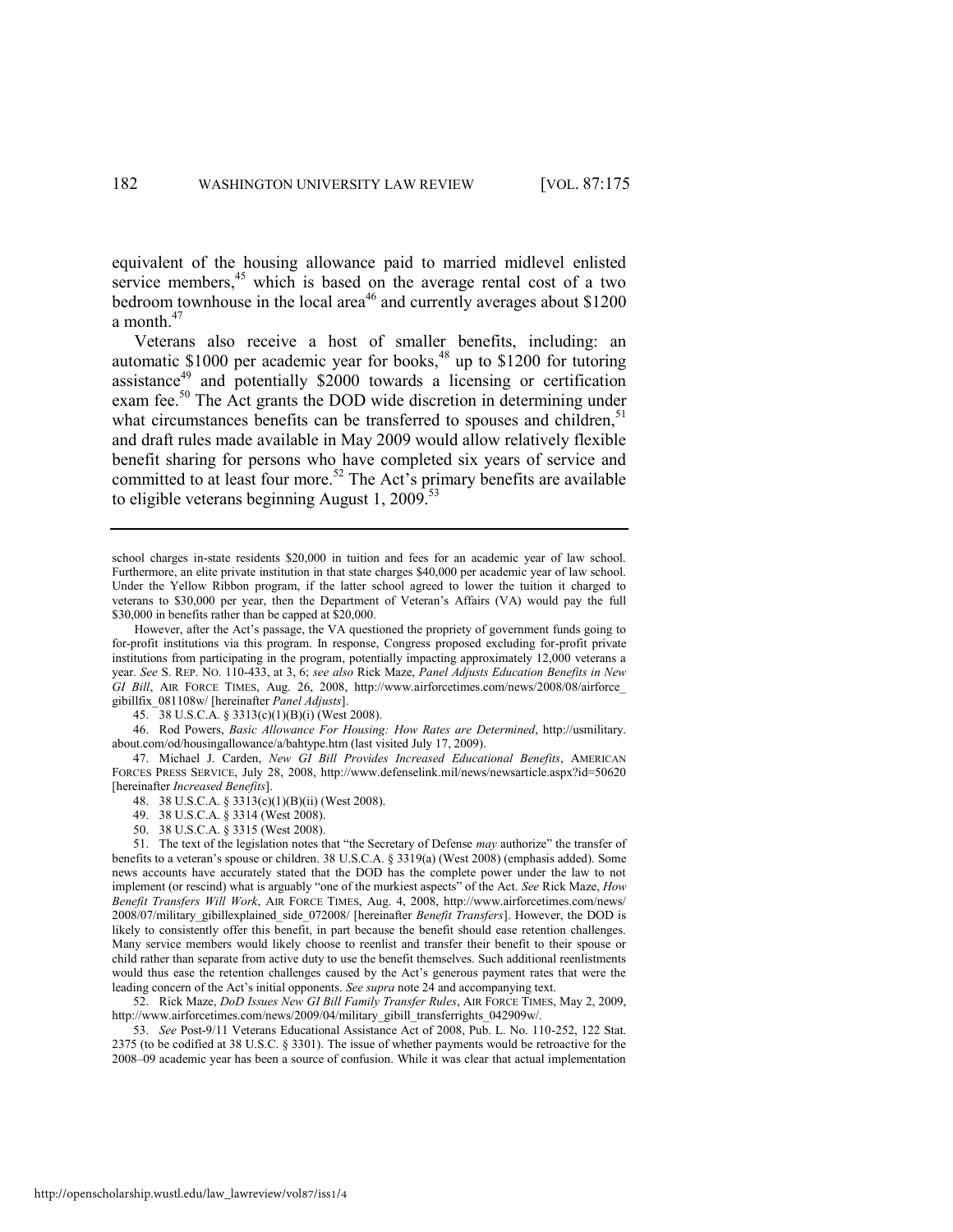equivalent of the housing allowance paid to married midlevel enlisted service members,[45] which is based on the average rental cost of a two bedroom townhouse in the local area[46] and currently averages about $1200 a month.[47]

Veterans also receive a host of smaller benefits, including: an automatic $1000 per academic year for books,[48] up to $1200 for tutoring assistance[49] and potentially $2000 towards a licensing or certification exam fee.[50] The Act grants the DOD wide discretion in determining under what circumstances benefits can be transferred to spouses and children,[51] and draft rules made available in May 2009 would allow relatively flexible benefit sharing for persons who have completed six years of service and committed to at least four more.[52] The Act's primary benefits are available to eligible veterans beginning August 1, 2009.[53]

---

school charges in-state residents $20,000 in tuition and fees for an academic year of law school. Furthermore, an elite private institution in that state charges $40,000 per academic year of law school. Under the Yellow Ribbon program, if the latter school agreed to lower the tuition it charged to veterans to $30,000 per year, then the Department of Veteran's Affairs (VA) would pay the full $30,000 in benefits rather than be capped at $20,000.

However, after the Act's passage, the VA questioned the propriety of government funds going to for-profit institutions via this program. In response, Congress proposed excluding for-profit private institutions from participating in the program, potentially impacting approximately 12,000 veterans a year. *See* S. REP. NO. 110-433, at 3, 6; *see also* Rick Maze, *Panel Adjusts Education Benefits in New GI Bill*, AIR FORCE TIMES, Aug. 26, 2008, http://www.airforcetimes.com/news/2008/08/airforce_gibillfix_081108w/ [hereinafter *Panel Adjusts*].

45. 38 U.S.C.A. § 3313(c)(1)(B)(i) (West 2008).

46. Rod Powers, *Basic Allowance For Housing: How Rates are Determined*, http://usmilitary.about.com/od/housingallowance/a/bahtype.htm (last visited July 17, 2009).

47. Michael J. Carden, *New GI Bill Provides Increased Educational Benefits*, AMERICAN FORCES PRESS SERVICE, July 28, 2008, http://www.defenselink.mil/news/newsarticle.aspx?id=50620 [hereinafter *Increased Benefits*].

48. 38 U.S.C.A. § 3313(c)(1)(B)(ii) (West 2008).

49. 38 U.S.C.A. § 3314 (West 2008).

50. 38 U.S.C.A. § 3315 (West 2008).

51. The text of the legislation notes that "the Secretary of Defense *may* authorize" the transfer of benefits to a veteran's spouse or children. 38 U.S.C.A. § 3319(a) (West 2008) (emphasis added). Some news accounts have accurately stated that the DOD has the complete power under the law to not implement (or rescind) what is arguably "one of the murkiest aspects" of the Act. *See* Rick Maze, *How Benefit Transfers Will Work*, AIR FORCE TIMES, Aug. 4, 2008, http://www.airforcetimes.com/news/2008/07/military_gibillexplained_side_072008/ [hereinafter *Benefit Transfers*]. However, the DOD is likely to consistently offer this benefit, in part because the benefit should ease retention challenges. Many service members would likely choose to reenlist and transfer their benefit to their spouse or child rather than separate from active duty to use the benefit themselves. Such additional reenlistments would thus ease the retention challenges caused by the Act's generous payment rates that were the leading concern of the Act's initial opponents. *See supra* note 24 and accompanying text.

52. Rick Maze, *DoD Issues New GI Bill Family Transfer Rules*, AIR FORCE TIMES, May 2, 2009, http://www.airforcetimes.com/news/2009/04/military_gibill_transferrights_042909w/.

53. *See* Post-9/11 Veterans Educational Assistance Act of 2008, Pub. L. No. 110-252, 122 Stat. 2375 (to be codified at 38 U.S.C. § 3301). The issue of whether payments would be retroactive for the 2008–09 academic year has been a source of confusion. While it was clear that actual implementation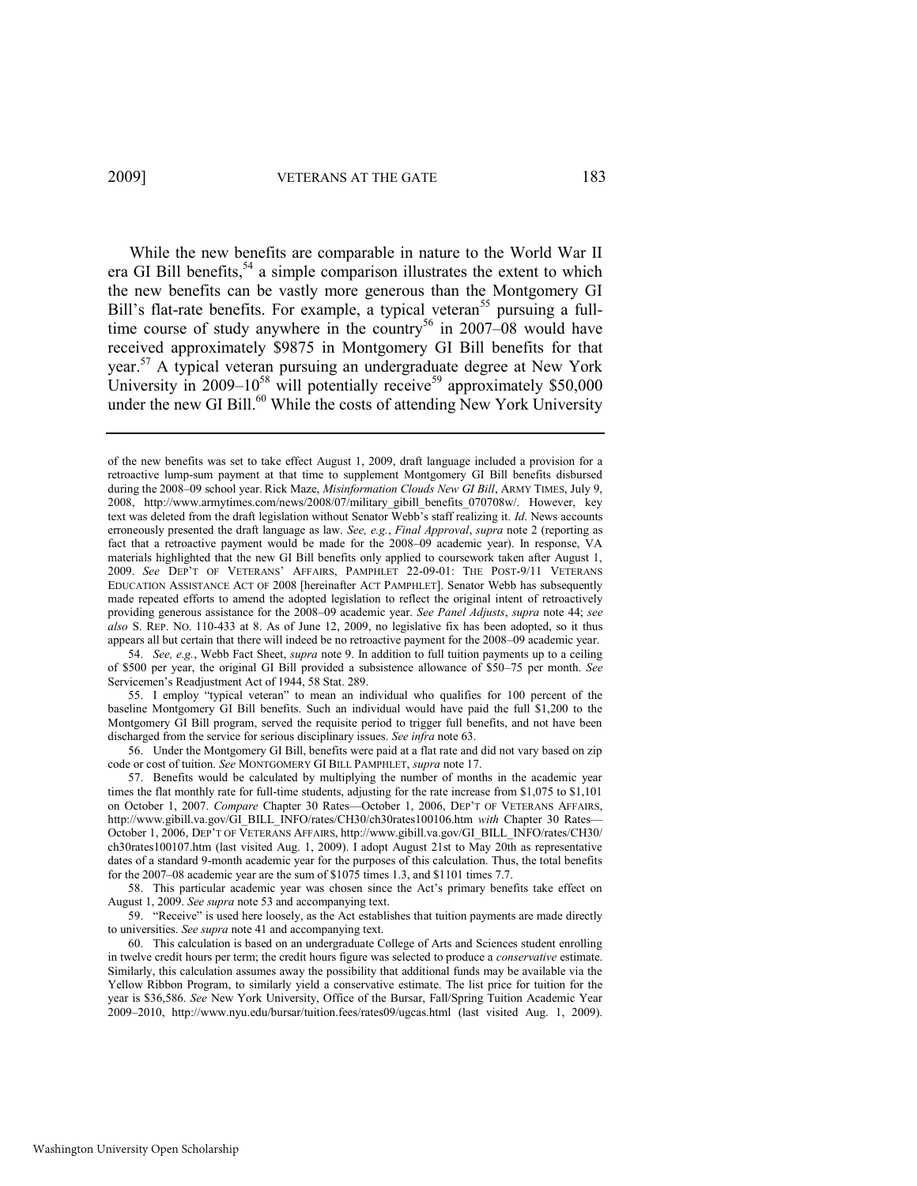While the new benefits are comparable in nature to the World War II era GI Bill benefits,[54] a simple comparison illustrates the extent to which the new benefits can be vastly more generous than the Montgomery GI Bill's flat-rate benefits. For example, a typical veteran[55] pursuing a full-time course of study anywhere in the country[56] in 2007–08 would have received approximately $9875 in Montgomery GI Bill benefits for that year.[57] A typical veteran pursuing an undergraduate degree at New York University in 2009–10[58] will potentially receive[59] approximately $50,000 under the new GI Bill.[60] While the costs of attending New York University

---

of the new benefits was set to take effect August 1, 2009, draft language included a provision for a retroactive lump-sum payment at that time to supplement Montgomery GI Bill benefits disbursed during the 2008–09 school year. Rick Maze, *Misinformation Clouds New GI Bill*, ARMY TIMES, July 9, 2008, http://www.armytimes.com/news/2008/07/military_gibill_benefits_070708w/. However, key text was deleted from the draft legislation without Senator Webb's staff realizing it. *Id*. News accounts erroneously presented the draft language as law. *See, e.g.*, *Final Approval*, *supra* note 2 (reporting as fact that a retroactive payment would be made for the 2008–09 academic year). In response, VA materials highlighted that the new GI Bill benefits only applied to coursework taken after August 1, 2009. *See* DEP'T OF VETERANS' AFFAIRS, PAMPHLET 22-09-01: THE POST-9/11 VETERANS EDUCATION ASSISTANCE ACT OF 2008 [hereinafter ACT PAMPHLET]. Senator Webb has subsequently made repeated efforts to amend the adopted legislation to reflect the original intent of retroactively providing generous assistance for the 2008–09 academic year. *See Panel Adjusts*, *supra* note 44; *see also* S. REP. NO. 110-433 at 8. As of June 12, 2009, no legislative fix has been adopted, so it thus appears all but certain that there will indeed be no retroactive payment for the 2008–09 academic year.

54. *See, e.g.*, Webb Fact Sheet, *supra* note 9. In addition to full tuition payments up to a ceiling of $500 per year, the original GI Bill provided a subsistence allowance of $50–75 per month. *See* Servicemen's Readjustment Act of 1944, 58 Stat. 289.

55. I employ "typical veteran" to mean an individual who qualifies for 100 percent of the baseline Montgomery GI Bill benefits. Such an individual would have paid the full $1,200 to the Montgomery GI Bill program, served the requisite period to trigger full benefits, and not have been discharged from the service for serious disciplinary issues. *See infra* note 63.

56. Under the Montgomery GI Bill, benefits were paid at a flat rate and did not vary based on zip code or cost of tuition. *See* MONTGOMERY GI BILL PAMPHLET, *supra* note 17.

57. Benefits would be calculated by multiplying the number of months in the academic year times the flat monthly rate for full-time students, adjusting for the rate increase from $1,075 to $1,101 on October 1, 2007. *Compare* Chapter 30 Rates—October 1, 2006, DEP'T OF VETERANS AFFAIRS, http://www.gibill.va.gov/GI_BILL_INFO/rates/CH30/ch30rates100106.htm *with* Chapter 30 Rates—October 1, 2006, DEP'T OF VETERANS AFFAIRS, http://www.gibill.va.gov/GI_BILL_INFO/rates/CH30/ch30rates100107.htm (last visited Aug. 1, 2009). I adopt August 21st to May 20th as representative dates of a standard 9-month academic year for the purposes of this calculation. Thus, the total benefits for the 2007–08 academic year are the sum of $1075 times 1.3, and $1101 times 7.7.

58. This particular academic year was chosen since the Act's primary benefits take effect on August 1, 2009. *See supra* note 53 and accompanying text.

59. "Receive" is used here loosely, as the Act establishes that tuition payments are made directly to universities. *See supra* note 41 and accompanying text.

60. This calculation is based on an undergraduate College of Arts and Sciences student enrolling in twelve credit hours per term; the credit hours figure was selected to produce a *conservative* estimate. Similarly, this calculation assumes away the possibility that additional funds may be available via the Yellow Ribbon Program, to similarly yield a conservative estimate. The list price for tuition for the year is $36,586. *See* New York University, Office of the Bursar, Fall/Spring Tuition Academic Year 2009–2010, http://www.nyu.edu/bursar/tuition.fees/rates09/ugcas.html (last visited Aug. 1, 2009).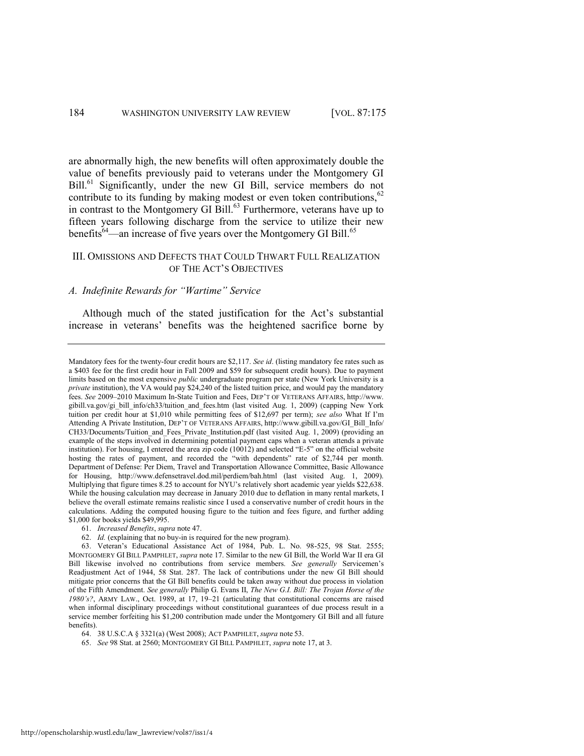are abnormally high, the new benefits will often approximately double the value of benefits previously paid to veterans under the Montgomery GI Bill.[61] Significantly, under the new GI Bill, service members do not contribute to its funding by making modest or even token contributions,[62] in contrast to the Montgomery GI Bill.[63] Furthermore, veterans have up to fifteen years following discharge from the service to utilize their new benefits[64]—an increase of five years over the Montgomery GI Bill.[65]

## III. Omissions and Defects that Could Thwart Full Realization of the Act's Objectives

### *A. Indefinite Rewards for "Wartime" Service*

Although much of the stated justification for the Act's substantial increase in veterans' benefits was the heightened sacrifice borne by

---

Mandatory fees for the twenty-four credit hours are $2,117. *See id*. (listing mandatory fee rates such as a $403 fee for the first credit hour in Fall 2009 and $59 for subsequent credit hours). Due to payment limits based on the most expensive *public* undergraduate program per state (New York University is a *private* institution), the VA would pay $24,240 of the listed tuition price, and would pay the mandatory fees. *See* 2009–2010 Maximum In-State Tuition and Fees, DEP'T OF VETERANS AFFAIRS, http://www.gibill.va.gov/gi_bill_info/ch33/tuition_and_fees.htm (last visited Aug. 1, 2009) (capping New York tuition per credit hour at $1,010 while permitting fees of $12,697 per term); *see also* What If I'm Attending A Private Institution, DEP'T OF VETERANS AFFAIRS, http://www.gibill.va.gov/GI_Bill_Info/CH33/Documents/Tuition_and_Fees_Private_Institution.pdf (last visited Aug. 1, 2009) (providing an example of the steps involved in determining potential payment caps when a veteran attends a private institution). For housing, I entered the area zip code (10012) and selected "E-5" on the official website hosting the rates of payment, and recorded the "with dependents" rate of $2,744 per month. Department of Defense: Per Diem, Travel and Transportation Allowance Committee, Basic Allowance for Housing, http://www.defensetravel.dod.mil/perdiem/bah.html (last visited Aug. 1, 2009). Multiplying that figure times 8.25 to account for NYU's relatively short academic year yields $22,638. While the housing calculation may decrease in January 2010 due to deflation in many rental markets, I believe the overall estimate remains realistic since I used a conservative number of credit hours in the calculations. Adding the computed housing figure to the tuition and fees figure, and further adding $1,000 for books yields $49,995.

61. *Increased Benefits*, *supra* note 47.

62. *Id.* (explaining that no buy-in is required for the new program).

63. Veteran's Educational Assistance Act of 1984, Pub. L. No. 98-525, 98 Stat. 2555; MONTGOMERY GI BILL PAMPHLET, *supra* note 17. Similar to the new GI Bill, the World War II era GI Bill likewise involved no contributions from service members. *See generally* Servicemen's Readjustment Act of 1944, 58 Stat. 287. The lack of contributions under the new GI Bill should mitigate prior concerns that the GI Bill benefits could be taken away without due process in violation of the Fifth Amendment. *See generally* Philip G. Evans II, *The New G.I. Bill: The Trojan Horse of the 1980's?*, ARMY LAW., Oct. 1989, at 17, 19–21 (articulating that constitutional concerns are raised when informal disciplinary proceedings without constitutional guarantees of due process result in a service member forfeiting his $1,200 contribution made under the Montgomery GI Bill and all future benefits).

64. 38 U.S.C.A § 3321(a) (West 2008); ACT PAMPHLET, *supra* note 53.

65. *See* 98 Stat. at 2560; MONTGOMERY GI BILL PAMPHLET, *supra* note 17, at 3.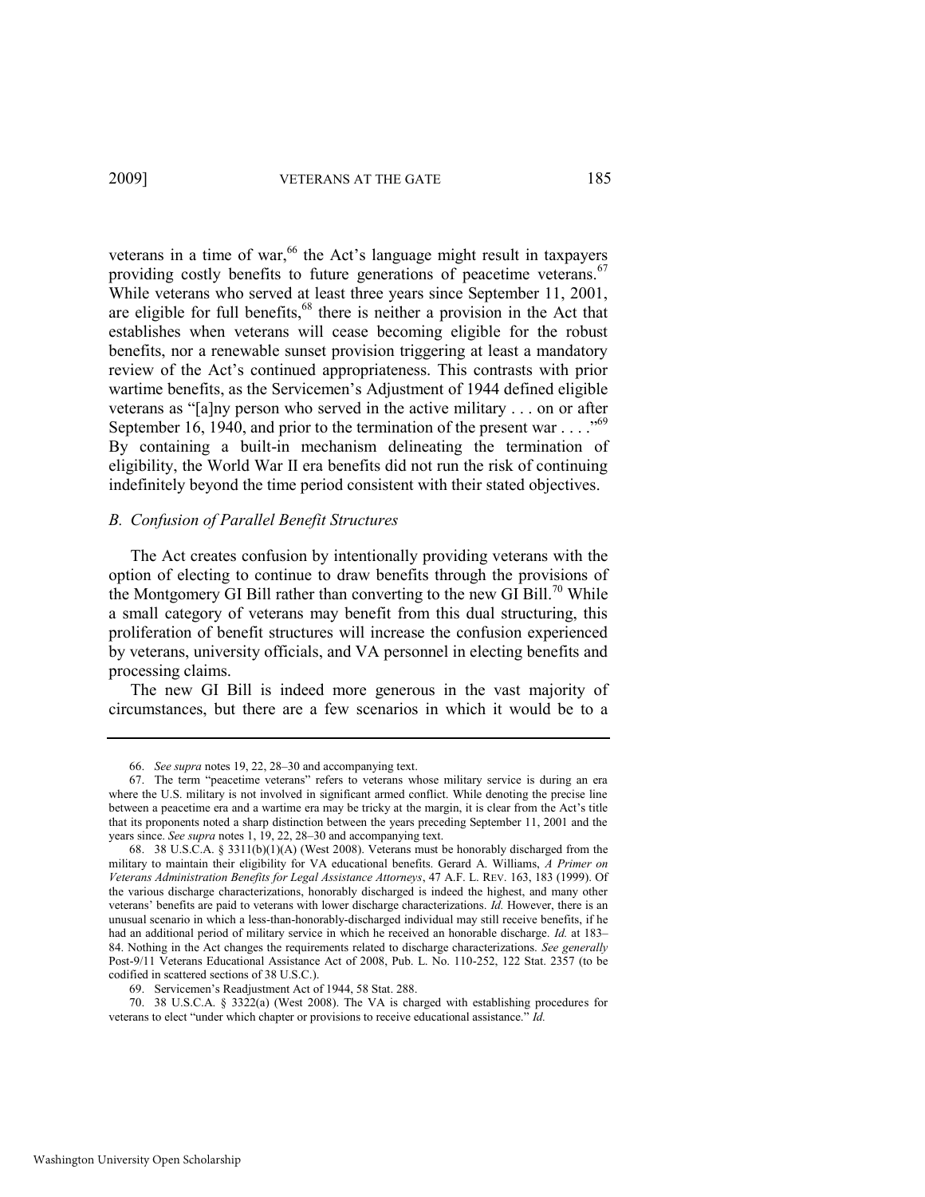veterans in a time of war,[66] the Act's language might result in taxpayers providing costly benefits to future generations of peacetime veterans.[67] While veterans who served at least three years since September 11, 2001, are eligible for full benefits,[68] there is neither a provision in the Act that establishes when veterans will cease becoming eligible for the robust benefits, nor a renewable sunset provision triggering at least a mandatory review of the Act's continued appropriateness. This contrasts with prior wartime benefits, as the Servicemen's Adjustment of 1944 defined eligible veterans as "[a]ny person who served in the active military . . . on or after September 16, 1940, and prior to the termination of the present war . . . ."[69] By containing a built-in mechanism delineating the termination of eligibility, the World War II era benefits did not run the risk of continuing indefinitely beyond the time period consistent with their stated objectives.

### *B. Confusion of Parallel Benefit Structures*

The Act creates confusion by intentionally providing veterans with the option of electing to continue to draw benefits through the provisions of the Montgomery GI Bill rather than converting to the new GI Bill.[70] While a small category of veterans may benefit from this dual structuring, this proliferation of benefit structures will increase the confusion experienced by veterans, university officials, and VA personnel in electing benefits and processing claims.

The new GI Bill is indeed more generous in the vast majority of circumstances, but there are a few scenarios in which it would be to a

---

66. *See supra* notes 19, 22, 28–30 and accompanying text.

67. The term "peacetime veterans" refers to veterans whose military service is during an era where the U.S. military is not involved in significant armed conflict. While denoting the precise line between a peacetime era and a wartime era may be tricky at the margin, it is clear from the Act's title that its proponents noted a sharp distinction between the years preceding September 11, 2001 and the years since. *See supra* notes 1, 19, 22, 28–30 and accompanying text.

68. 38 U.S.C.A. § 3311(b)(1)(A) (West 2008). Veterans must be honorably discharged from the military to maintain their eligibility for VA educational benefits. Gerard A. Williams, *A Primer on Veterans Administration Benefits for Legal Assistance Attorneys*, 47 A.F. L. REV. 163, 183 (1999). Of the various discharge characterizations, honorably discharged is indeed the highest, and many other veterans' benefits are paid to veterans with lower discharge characterizations. *Id.* However, there is an unusual scenario in which a less-than-honorably-discharged individual may still receive benefits, if he had an additional period of military service in which he received an honorable discharge. *Id.* at 183–84. Nothing in the Act changes the requirements related to discharge characterizations. *See generally* Post-9/11 Veterans Educational Assistance Act of 2008, Pub. L. No. 110-252, 122 Stat. 2357 (to be codified in scattered sections of 38 U.S.C.).

69. Servicemen's Readjustment Act of 1944, 58 Stat. 288.

70. 38 U.S.C.A. § 3322(a) (West 2008). The VA is charged with establishing procedures for veterans to elect "under which chapter or provisions to receive educational assistance." *Id.*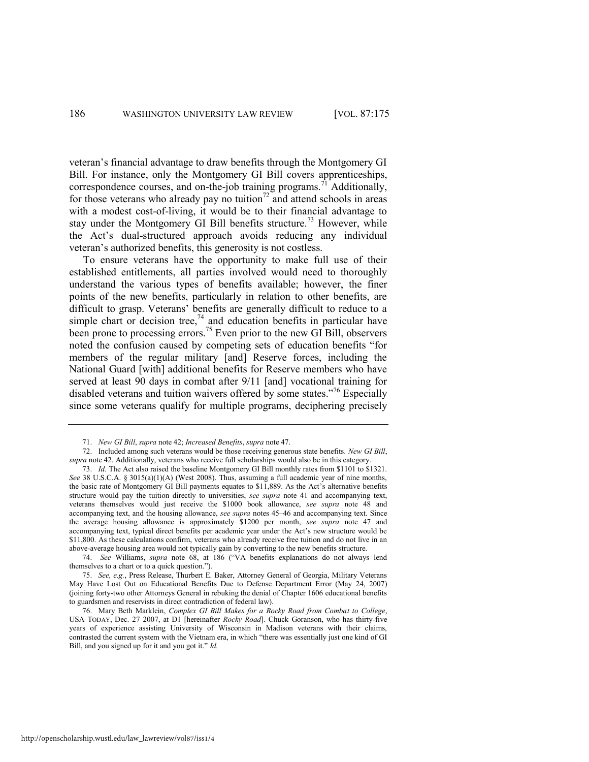veteran's financial advantage to draw benefits through the Montgomery GI Bill. For instance, only the Montgomery GI Bill covers apprenticeships, correspondence courses, and on-the-job training programs.[71] Additionally, for those veterans who already pay no tuition[72] and attend schools in areas with a modest cost-of-living, it would be to their financial advantage to stay under the Montgomery GI Bill benefits structure.[73] However, while the Act's dual-structured approach avoids reducing any individual veteran's authorized benefits, this generosity is not costless.

To ensure veterans have the opportunity to make full use of their established entitlements, all parties involved would need to thoroughly understand the various types of benefits available; however, the finer points of the new benefits, particularly in relation to other benefits, are difficult to grasp. Veterans' benefits are generally difficult to reduce to a simple chart or decision tree,[74] and education benefits in particular have been prone to processing errors.[75] Even prior to the new GI Bill, observers noted the confusion caused by competing sets of education benefits "for members of the regular military [and] Reserve forces, including the National Guard [with] additional benefits for Reserve members who have served at least 90 days in combat after 9/11 [and] vocational training for disabled veterans and tuition waivers offered by some states."[76] Especially since some veterans qualify for multiple programs, deciphering precisely

---

71. *New GI Bill*, *supra* note 42; *Increased Benefits*, *supra* note 47.

72. Included among such veterans would be those receiving generous state benefits. *New GI Bill*, *supra* note 42. Additionally, veterans who receive full scholarships would also be in this category.

73. *Id.* The Act also raised the baseline Montgomery GI Bill monthly rates from $1101 to $1321. *See* 38 U.S.C.A. § 3015(a)(1)(A) (West 2008). Thus, assuming a full academic year of nine months, the basic rate of Montgomery GI Bill payments equates to $11,889. As the Act's alternative benefits structure would pay the tuition directly to universities, *see supra* note 41 and accompanying text, veterans themselves would just receive the $1000 book allowance, *see supra* note 48 and accompanying text, and the housing allowance, *see supra* notes 45–46 and accompanying text. Since the average housing allowance is approximately $1200 per month, *see supra* note 47 and accompanying text, typical direct benefits per academic year under the Act's new structure would be $11,800. As these calculations confirm, veterans who already receive free tuition and do not live in an above-average housing area would not typically gain by converting to the new benefits structure.

74. *See* Williams, *supra* note 68, at 186 ("VA benefits explanations do not always lend themselves to a chart or to a quick question.").

75. *See, e.g.*, Press Release, Thurbert E. Baker, Attorney General of Georgia, Military Veterans May Have Lost Out on Educational Benefits Due to Defense Department Error (May 24, 2007) (joining forty-two other Attorneys General in rebuking the denial of Chapter 1606 educational benefits to guardsmen and reservists in direct contradiction of federal law).

76. Mary Beth Marklein, *Complex GI Bill Makes for a Rocky Road from Combat to College*, USA TODAY, Dec. 27 2007, at D1 [hereinafter *Rocky Road*]. Chuck Goranson, who has thirty-five years of experience assisting University of Wisconsin in Madison veterans with their claims, contrasted the current system with the Vietnam era, in which "there was essentially just one kind of GI Bill, and you signed up for it and you got it." *Id.*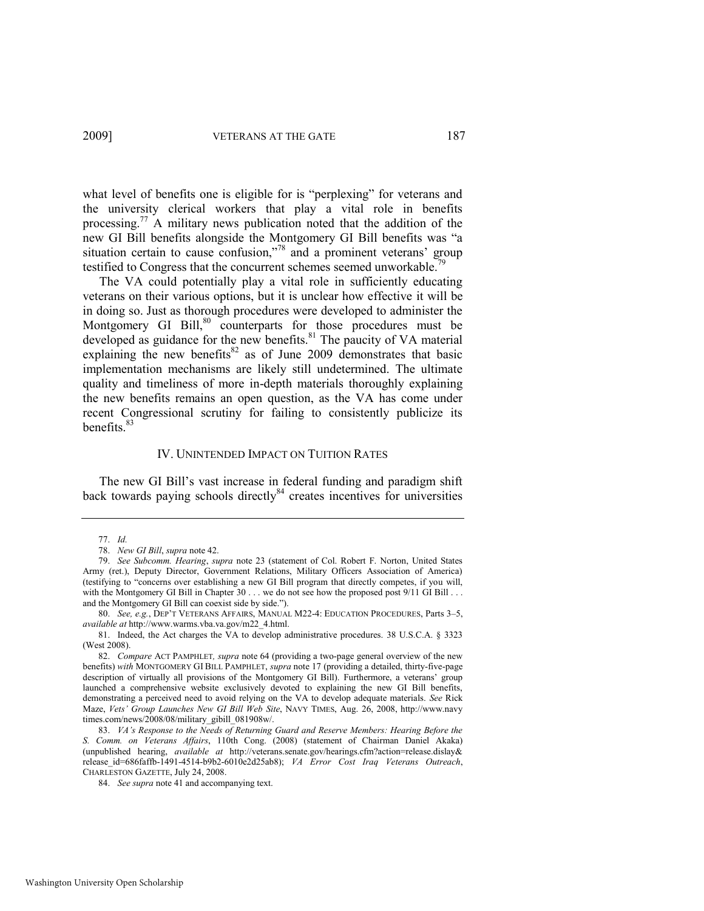what level of benefits one is eligible for is "perplexing" for veterans and the university clerical workers that play a vital role in benefits processing.[77] A military news publication noted that the addition of the new GI Bill benefits alongside the Montgomery GI Bill benefits was "a situation certain to cause confusion,"[78] and a prominent veterans' group testified to Congress that the concurrent schemes seemed unworkable.[79]

The VA could potentially play a vital role in sufficiently educating veterans on their various options, but it is unclear how effective it will be in doing so. Just as thorough procedures were developed to administer the Montgomery GI Bill,[80] counterparts for those procedures must be developed as guidance for the new benefits.[81] The paucity of VA material explaining the new benefits[82] as of June 2009 demonstrates that basic implementation mechanisms are likely still undetermined. The ultimate quality and timeliness of more in-depth materials thoroughly explaining the new benefits remains an open question, as the VA has come under recent Congressional scrutiny for failing to consistently publicize its benefits.[83]

## IV. UNINTENDED IMPACT ON TUITION RATES

The new GI Bill's vast increase in federal funding and paradigm shift back towards paying schools directly[84] creates incentives for universities

---

77. *Id.*

78. *New GI Bill*, *supra* note 42.

79. *See Subcomm. Hearing*, *supra* note 23 (statement of Col. Robert F. Norton, United States Army (ret.), Deputy Director, Government Relations, Military Officers Association of America) (testifying to "concerns over establishing a new GI Bill program that directly competes, if you will, with the Montgomery GI Bill in Chapter 30 . . . we do not see how the proposed post 9/11 GI Bill . . . and the Montgomery GI Bill can coexist side by side.").

80. *See, e.g.*, DEP'T VETERANS AFFAIRS, MANUAL M22-4: EDUCATION PROCEDURES, Parts 3–5, *available at* http://www.warms.vba.va.gov/m22_4.html.

81. Indeed, the Act charges the VA to develop administrative procedures. 38 U.S.C.A. § 3323 (West 2008).

82. *Compare* ACT PAMPHLET, *supra* note 64 (providing a two-page general overview of the new benefits) *with* MONTGOMERY GI BILL PAMPHLET, *supra* note 17 (providing a detailed, thirty-five-page description of virtually all provisions of the Montgomery GI Bill). Furthermore, a veterans' group launched a comprehensive website exclusively devoted to explaining the new GI Bill benefits, demonstrating a perceived need to avoid relying on the VA to develop adequate materials. *See* Rick Maze, *Vets' Group Launches New GI Bill Web Site*, NAVY TIMES, Aug. 26, 2008, http://www.navytimes.com/news/2008/08/military_gibill_081908w/.

83. *VA's Response to the Needs of Returning Guard and Reserve Members: Hearing Before the S. Comm. on Veterans Affairs*, 110th Cong. (2008) (statement of Chairman Daniel Akaka) (unpublished hearing, *available at* http://veterans.senate.gov/hearings.cfm?action=release.dislay&release_id=686faffb-1491-4514-b9b2-6010e2d25ab8); *VA Error Cost Iraq Veterans Outreach*, CHARLESTON GAZETTE, July 24, 2008.

84. *See supra* note 41 and accompanying text.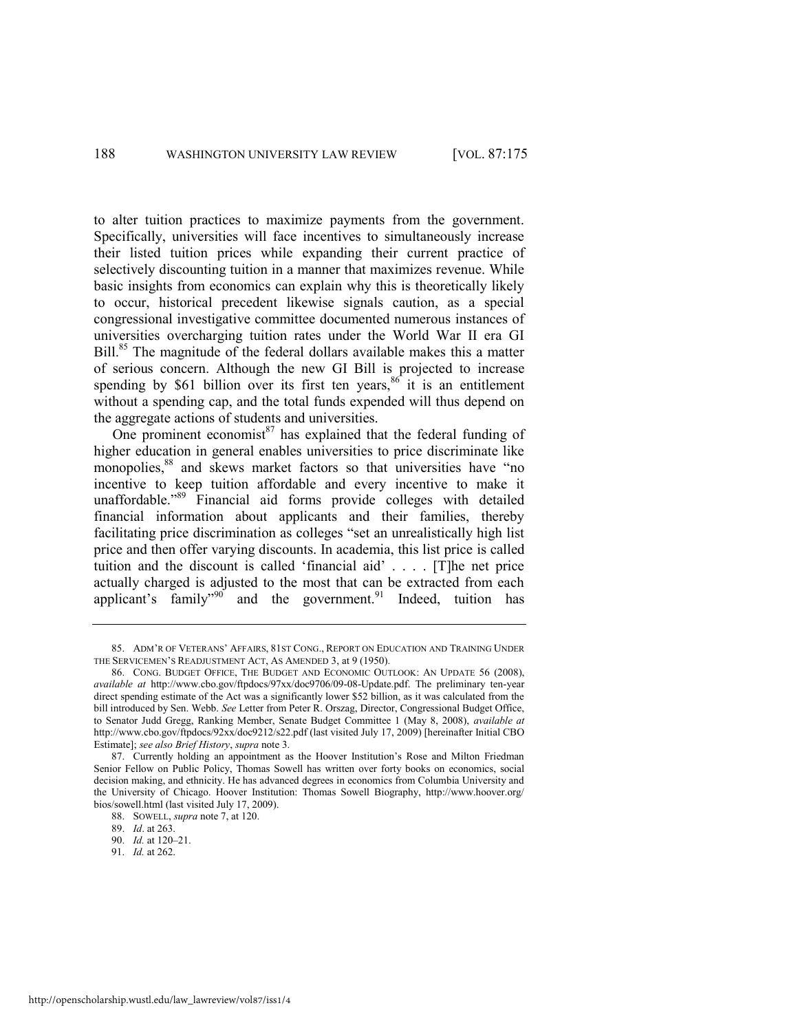to alter tuition practices to maximize payments from the government. Specifically, universities will face incentives to simultaneously increase their listed tuition prices while expanding their current practice of selectively discounting tuition in a manner that maximizes revenue. While basic insights from economics can explain why this is theoretically likely to occur, historical precedent likewise signals caution, as a special congressional investigative committee documented numerous instances of universities overcharging tuition rates under the World War II era GI Bill.[85] The magnitude of the federal dollars available makes this a matter of serious concern. Although the new GI Bill is projected to increase spending by $61 billion over its first ten years,[86] it is an entitlement without a spending cap, and the total funds expended will thus depend on the aggregate actions of students and universities.

One prominent economist[87] has explained that the federal funding of higher education in general enables universities to price discriminate like monopolies,[88] and skews market factors so that universities have "no incentive to keep tuition affordable and every incentive to make it unaffordable."[89] Financial aid forms provide colleges with detailed financial information about applicants and their families, thereby facilitating price discrimination as colleges "set an unrealistically high list price and then offer varying discounts. In academia, this list price is called tuition and the discount is called 'financial aid' . . . . [T]he net price actually charged is adjusted to the most that can be extracted from each applicant's family"[90] and the government.[91] Indeed, tuition has

---

85. ADM'R OF VETERANS' AFFAIRS, 81ST CONG., REPORT ON EDUCATION AND TRAINING UNDER THE SERVICEMEN'S READJUSTMENT ACT, AS AMENDED 3, at 9 (1950).

86. CONG. BUDGET OFFICE, THE BUDGET AND ECONOMIC OUTLOOK: AN UPDATE 56 (2008), *available at* http://www.cbo.gov/ftpdocs/97xx/doc9706/09-08-Update.pdf. The preliminary ten-year direct spending estimate of the Act was a significantly lower $52 billion, as it was calculated from the bill introduced by Sen. Webb. *See* Letter from Peter R. Orszag, Director, Congressional Budget Office, to Senator Judd Gregg, Ranking Member, Senate Budget Committee 1 (May 8, 2008), *available at* http://www.cbo.gov/ftpdocs/92xx/doc9212/s22.pdf (last visited July 17, 2009) [hereinafter Initial CBO Estimate]; *see also Brief History*, *supra* note 3.

87. Currently holding an appointment as the Hoover Institution's Rose and Milton Friedman Senior Fellow on Public Policy, Thomas Sowell has written over forty books on economics, social decision making, and ethnicity. He has advanced degrees in economics from Columbia University and the University of Chicago. Hoover Institution: Thomas Sowell Biography, http://www.hoover.org/bios/sowell.html (last visited July 17, 2009).

88. SOWELL, *supra* note 7, at 120.

89. *Id*. at 263.

90. *Id.* at 120–21.

91. *Id.* at 262.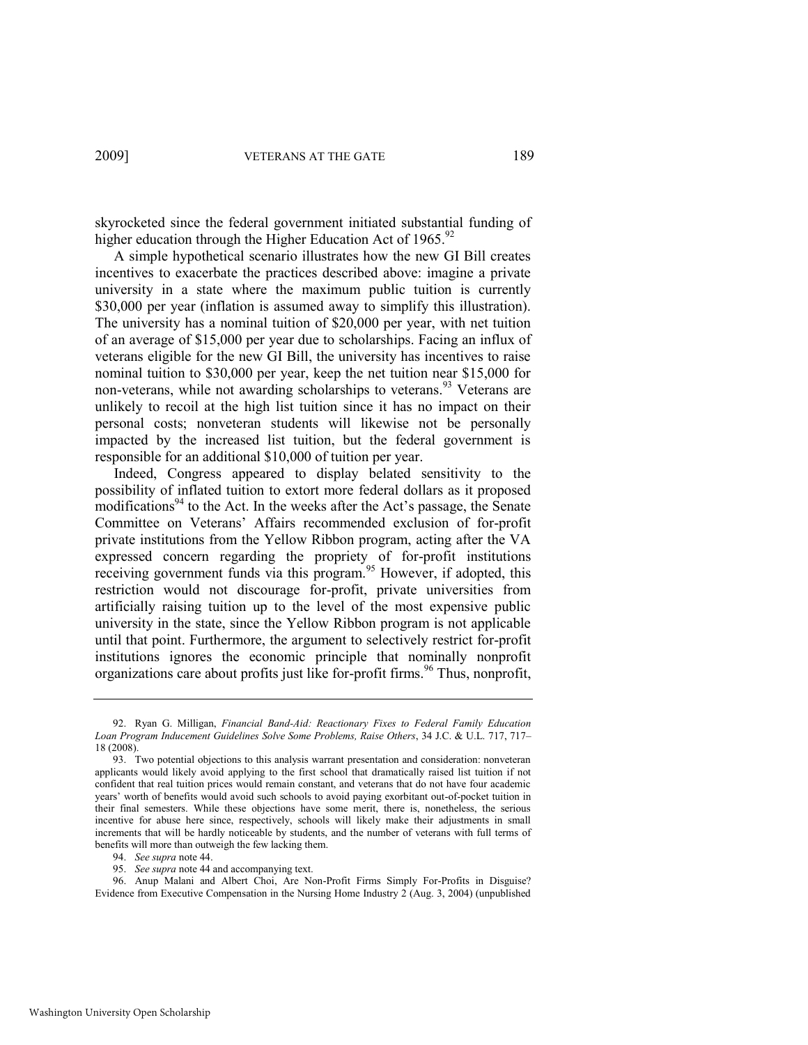skyrocketed since the federal government initiated substantial funding of higher education through the Higher Education Act of 1965.[92]

A simple hypothetical scenario illustrates how the new GI Bill creates incentives to exacerbate the practices described above: imagine a private university in a state where the maximum public tuition is currently \$30,000 per year (inflation is assumed away to simplify this illustration). The university has a nominal tuition of \$20,000 per year, with net tuition of an average of \$15,000 per year due to scholarships. Facing an influx of veterans eligible for the new GI Bill, the university has incentives to raise nominal tuition to \$30,000 per year, keep the net tuition near \$15,000 for non-veterans, while not awarding scholarships to veterans.[93] Veterans are unlikely to recoil at the high list tuition since it has no impact on their personal costs; nonveteran students will likewise not be personally impacted by the increased list tuition, but the federal government is responsible for an additional \$10,000 of tuition per year.

Indeed, Congress appeared to display belated sensitivity to the possibility of inflated tuition to extort more federal dollars as it proposed modifications[94] to the Act. In the weeks after the Act's passage, the Senate Committee on Veterans' Affairs recommended exclusion of for-profit private institutions from the Yellow Ribbon program, acting after the VA expressed concern regarding the propriety of for-profit institutions receiving government funds via this program.[95] However, if adopted, this restriction would not discourage for-profit, private universities from artificially raising tuition up to the level of the most expensive public university in the state, since the Yellow Ribbon program is not applicable until that point. Furthermore, the argument to selectively restrict for-profit institutions ignores the economic principle that nominally nonprofit organizations care about profits just like for-profit firms.[96] Thus, nonprofit,

---

92. Ryan G. Milligan, *Financial Band-Aid: Reactionary Fixes to Federal Family Education Loan Program Inducement Guidelines Solve Some Problems, Raise Others*, 34 J.C. & U.L. 717, 717–18 (2008).

93. Two potential objections to this analysis warrant presentation and consideration: nonveteran applicants would likely avoid applying to the first school that dramatically raised list tuition if not confident that real tuition prices would remain constant, and veterans that do not have four academic years' worth of benefits would avoid such schools to avoid paying exorbitant out-of-pocket tuition in their final semesters. While these objections have some merit, there is, nonetheless, the serious incentive for abuse here since, respectively, schools will likely make their adjustments in small increments that will be hardly noticeable by students, and the number of veterans with full terms of benefits will more than outweigh the few lacking them.

94. *See supra* note 44.

95. *See supra* note 44 and accompanying text.

96. Anup Malani and Albert Choi, Are Non-Profit Firms Simply For-Profits in Disguise? Evidence from Executive Compensation in the Nursing Home Industry 2 (Aug. 3, 2004) (unpublished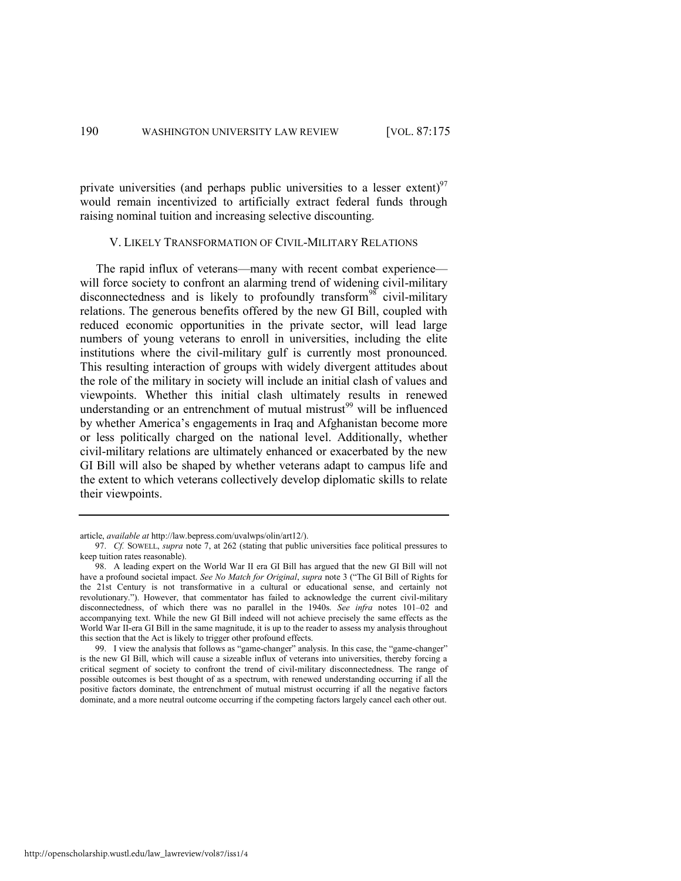private universities (and perhaps public universities to a lesser extent)[97] would remain incentivized to artificially extract federal funds through raising nominal tuition and increasing selective discounting.

## V. LIKELY TRANSFORMATION OF CIVIL-MILITARY RELATIONS

The rapid influx of veterans—many with recent combat experience—will force society to confront an alarming trend of widening civil-military disconnectedness and is likely to profoundly transform[98] civil-military relations. The generous benefits offered by the new GI Bill, coupled with reduced economic opportunities in the private sector, will lead large numbers of young veterans to enroll in universities, including the elite institutions where the civil-military gulf is currently most pronounced. This resulting interaction of groups with widely divergent attitudes about the role of the military in society will include an initial clash of values and viewpoints. Whether this initial clash ultimately results in renewed understanding or an entrenchment of mutual mistrust[99] will be influenced by whether America's engagements in Iraq and Afghanistan become more or less politically charged on the national level. Additionally, whether civil-military relations are ultimately enhanced or exacerbated by the new GI Bill will also be shaped by whether veterans adapt to campus life and the extent to which veterans collectively develop diplomatic skills to relate their viewpoints.

---

article, *available at* http://law.bepress.com/uvalwps/olin/art12/).

97. *Cf.* SOWELL, *supra* note 7, at 262 (stating that public universities face political pressures to keep tuition rates reasonable).

98. A leading expert on the World War II era GI Bill has argued that the new GI Bill will not have a profound societal impact. *See No Match for Original*, *supra* note 3 ("The GI Bill of Rights for the 21st Century is not transformative in a cultural or educational sense, and certainly not revolutionary."). However, that commentator has failed to acknowledge the current civil-military disconnectedness, of which there was no parallel in the 1940s. *See infra* notes 101–02 and accompanying text. While the new GI Bill indeed will not achieve precisely the same effects as the World War II-era GI Bill in the same magnitude, it is up to the reader to assess my analysis throughout this section that the Act is likely to trigger other profound effects.

99. I view the analysis that follows as "game-changer" analysis. In this case, the "game-changer" is the new GI Bill, which will cause a sizeable influx of veterans into universities, thereby forcing a critical segment of society to confront the trend of civil-military disconnectedness. The range of possible outcomes is best thought of as a spectrum, with renewed understanding occurring if all the positive factors dominate, the entrenchment of mutual mistrust occurring if all the negative factors dominate, and a more neutral outcome occurring if the competing factors largely cancel each other out.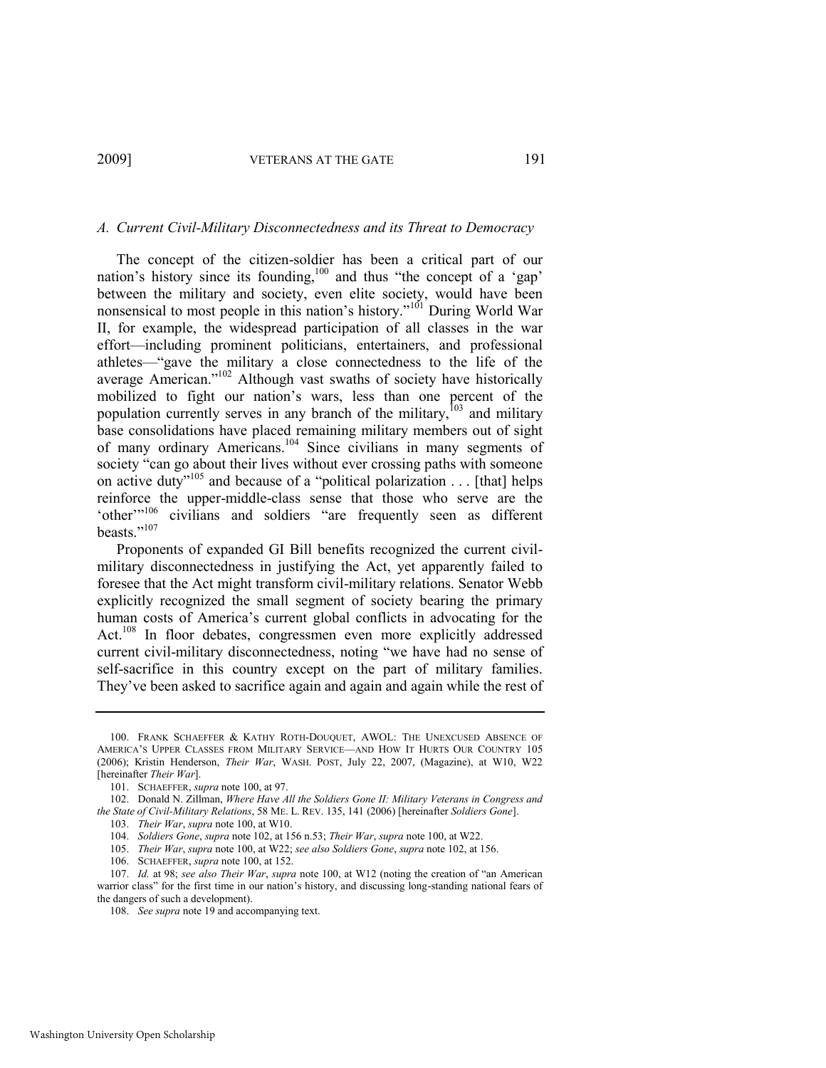### *A. Current Civil-Military Disconnectedness and its Threat to Democracy*

The concept of the citizen-soldier has been a critical part of our nation's history since its founding,[100] and thus "the concept of a 'gap' between the military and society, even elite society, would have been nonsensical to most people in this nation's history."[101] During World War II, for example, the widespread participation of all classes in the war effort—including prominent politicians, entertainers, and professional athletes—"gave the military a close connectedness to the life of the average American."[102] Although vast swaths of society have historically mobilized to fight our nation's wars, less than one percent of the population currently serves in any branch of the military,[103] and military base consolidations have placed remaining military members out of sight of many ordinary Americans.[104] Since civilians in many segments of society "can go about their lives without ever crossing paths with someone on active duty"[105] and because of a "political polarization . . . [that] helps reinforce the upper-middle-class sense that those who serve are the 'other'"[106] civilians and soldiers "are frequently seen as different beasts."[107]

Proponents of expanded GI Bill benefits recognized the current civil-military disconnectedness in justifying the Act, yet apparently failed to foresee that the Act might transform civil-military relations. Senator Webb explicitly recognized the small segment of society bearing the primary human costs of America's current global conflicts in advocating for the Act.[108] In floor debates, congressmen even more explicitly addressed current civil-military disconnectedness, noting "we have had no sense of self-sacrifice in this country except on the part of military families. They've been asked to sacrifice again and again and again while the rest of

---

100. FRANK SCHAEFFER & KATHY ROTH-DOUQUET, AWOL: THE UNEXCUSED ABSENCE OF AMERICA'S UPPER CLASSES FROM MILITARY SERVICE—AND HOW IT HURTS OUR COUNTRY 105 (2006); Kristin Henderson, *Their War*, WASH. POST, July 22, 2007, (Magazine), at W10, W22 [hereinafter *Their War*].

101. SCHAEFFER, *supra* note 100, at 97.

102. Donald N. Zillman, *Where Have All the Soldiers Gone II: Military Veterans in Congress and the State of Civil-Military Relations*, 58 ME. L. REV. 135, 141 (2006) [hereinafter *Soldiers Gone*].

103. *Their War*, *supra* note 100, at W10.

104. *Soldiers Gone*, *supra* note 102, at 156 n.53; *Their War*, *supra* note 100, at W22.

105. *Their War*, *supra* note 100, at W22; *see also Soldiers Gone*, *supra* note 102, at 156.

106. SCHAEFFER, *supra* note 100, at 152.

107. *Id.* at 98; *see also Their War*, *supra* note 100, at W12 (noting the creation of "an American warrior class" for the first time in our nation's history, and discussing long-standing national fears of the dangers of such a development).

108. *See supra* note 19 and accompanying text.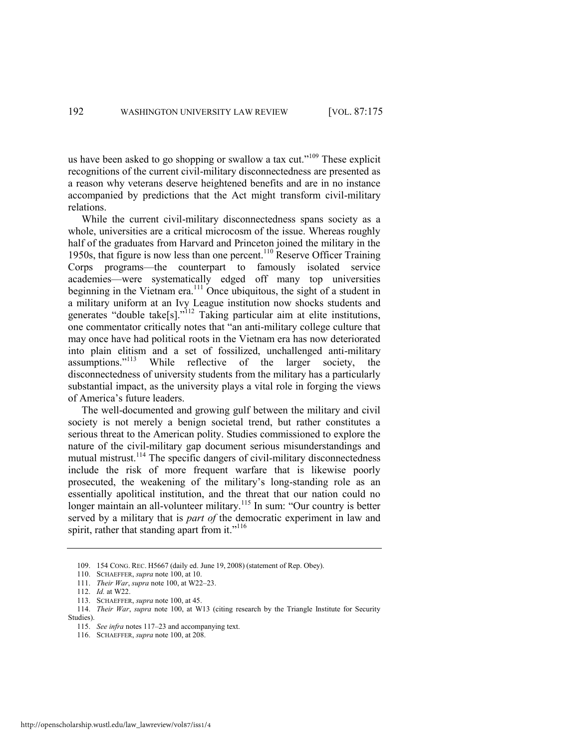us have been asked to go shopping or swallow a tax cut."[109] These explicit recognitions of the current civil-military disconnectedness are presented as a reason why veterans deserve heightened benefits and are in no instance accompanied by predictions that the Act might transform civil-military relations.

While the current civil-military disconnectedness spans society as a whole, universities are a critical microcosm of the issue. Whereas roughly half of the graduates from Harvard and Princeton joined the military in the 1950s, that figure is now less than one percent.[110] Reserve Officer Training Corps programs—the counterpart to famously isolated service academies—were systematically edged off many top universities beginning in the Vietnam era.[111] Once ubiquitous, the sight of a student in a military uniform at an Ivy League institution now shocks students and generates "double take[s]."[112] Taking particular aim at elite institutions, one commentator critically notes that "an anti-military college culture that may once have had political roots in the Vietnam era has now deteriorated into plain elitism and a set of fossilized, unchallenged anti-military assumptions."[113] While reflective of the larger society, the disconnectedness of university students from the military has a particularly substantial impact, as the university plays a vital role in forging the views of America's future leaders.

The well-documented and growing gulf between the military and civil society is not merely a benign societal trend, but rather constitutes a serious threat to the American polity. Studies commissioned to explore the nature of the civil-military gap document serious misunderstandings and mutual mistrust.[114] The specific dangers of civil-military disconnectedness include the risk of more frequent warfare that is likewise poorly prosecuted, the weakening of the military's long-standing role as an essentially apolitical institution, and the threat that our nation could no longer maintain an all-volunteer military.[115] In sum: "Our country is better served by a military that is *part of* the democratic experiment in law and spirit, rather that standing apart from it."[116]

---

109. 154 CONG. REC. H5667 (daily ed. June 19, 2008) (statement of Rep. Obey).

110. SCHAEFFER, *supra* note 100, at 10.

111. *Their War*, *supra* note 100, at W22–23.

112. *Id.* at W22.

113. SCHAEFFER, *supra* note 100, at 45.

114. *Their War*, *supra* note 100, at W13 (citing research by the Triangle Institute for Security Studies).

115. *See infra* notes 117–23 and accompanying text.

116. SCHAEFFER, *supra* note 100, at 208.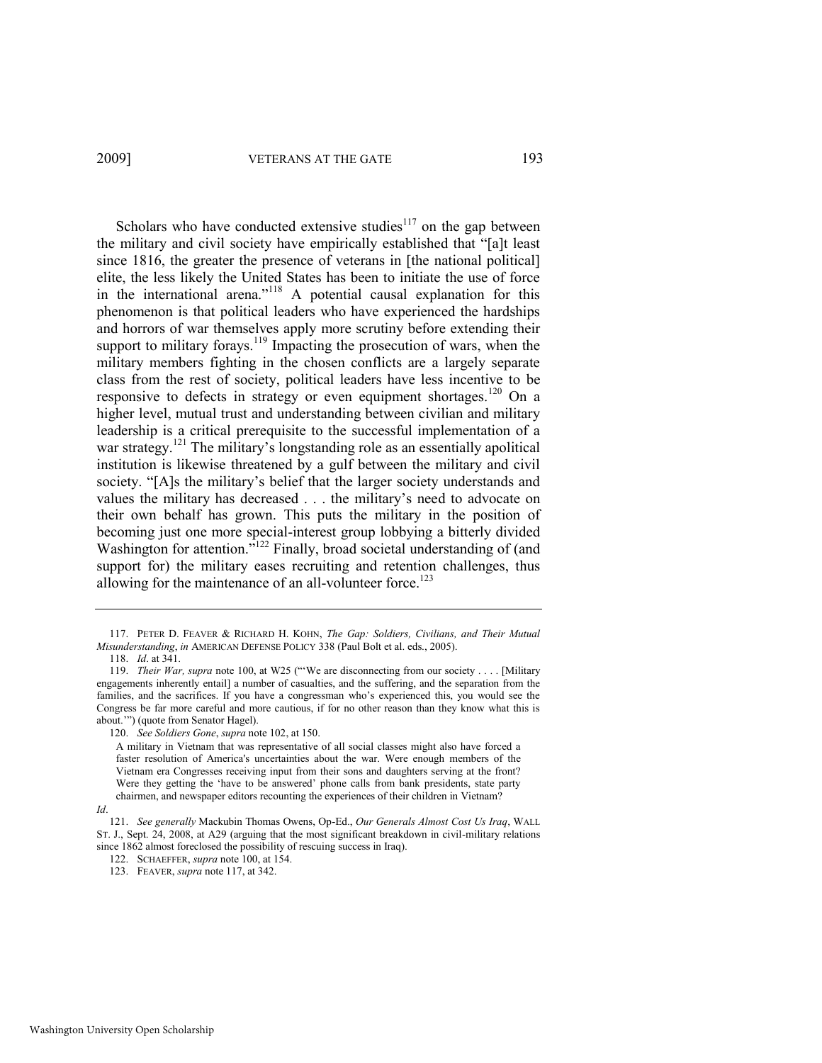Scholars who have conducted extensive studies[117] on the gap between the military and civil society have empirically established that "[a]t least since 1816, the greater the presence of veterans in [the national political] elite, the less likely the United States has been to initiate the use of force in the international arena."[118] A potential causal explanation for this phenomenon is that political leaders who have experienced the hardships and horrors of war themselves apply more scrutiny before extending their support to military forays.[119] Impacting the prosecution of wars, when the military members fighting in the chosen conflicts are a largely separate class from the rest of society, political leaders have less incentive to be responsive to defects in strategy or even equipment shortages.[120] On a higher level, mutual trust and understanding between civilian and military leadership is a critical prerequisite to the successful implementation of a war strategy.[121] The military's longstanding role as an essentially apolitical institution is likewise threatened by a gulf between the military and civil society. "[A]s the military's belief that the larger society understands and values the military has decreased . . . the military's need to advocate on their own behalf has grown. This puts the military in the position of becoming just one more special-interest group lobbying a bitterly divided Washington for attention."[122] Finally, broad societal understanding of (and support for) the military eases recruiting and retention challenges, thus allowing for the maintenance of an all-volunteer force.[123]

---

117. PETER D. FEAVER & RICHARD H. KOHN, *The Gap: Soldiers, Civilians, and Their Mutual Misunderstanding*, *in* AMERICAN DEFENSE POLICY 338 (Paul Bolt et al. eds., 2005).

118. *Id*. at 341.

119. *Their War, supra* note 100, at W25 ("'We are disconnecting from our society . . . . [Military engagements inherently entail] a number of casualties, and the suffering, and the separation from the families, and the sacrifices. If you have a congressman who's experienced this, you would see the Congress be far more careful and more cautious, if for no other reason than they know what this is about.'") (quote from Senator Hagel).

120. *See Soldiers Gone*, *supra* note 102, at 150.

> A military in Vietnam that was representative of all social classes might also have forced a faster resolution of America's uncertainties about the war. Were enough members of the Vietnam era Congresses receiving input from their sons and daughters serving at the front? Were they getting the 'have to be answered' phone calls from bank presidents, state party chairmen, and newspaper editors recounting the experiences of their children in Vietnam?

*Id*.

121. *See generally* Mackubin Thomas Owens, Op-Ed., *Our Generals Almost Cost Us Iraq*, WALL ST. J., Sept. 24, 2008, at A29 (arguing that the most significant breakdown in civil-military relations since 1862 almost foreclosed the possibility of rescuing success in Iraq).

122. SCHAEFFER, *supra* note 100, at 154.

123. FEAVER, *supra* note 117, at 342.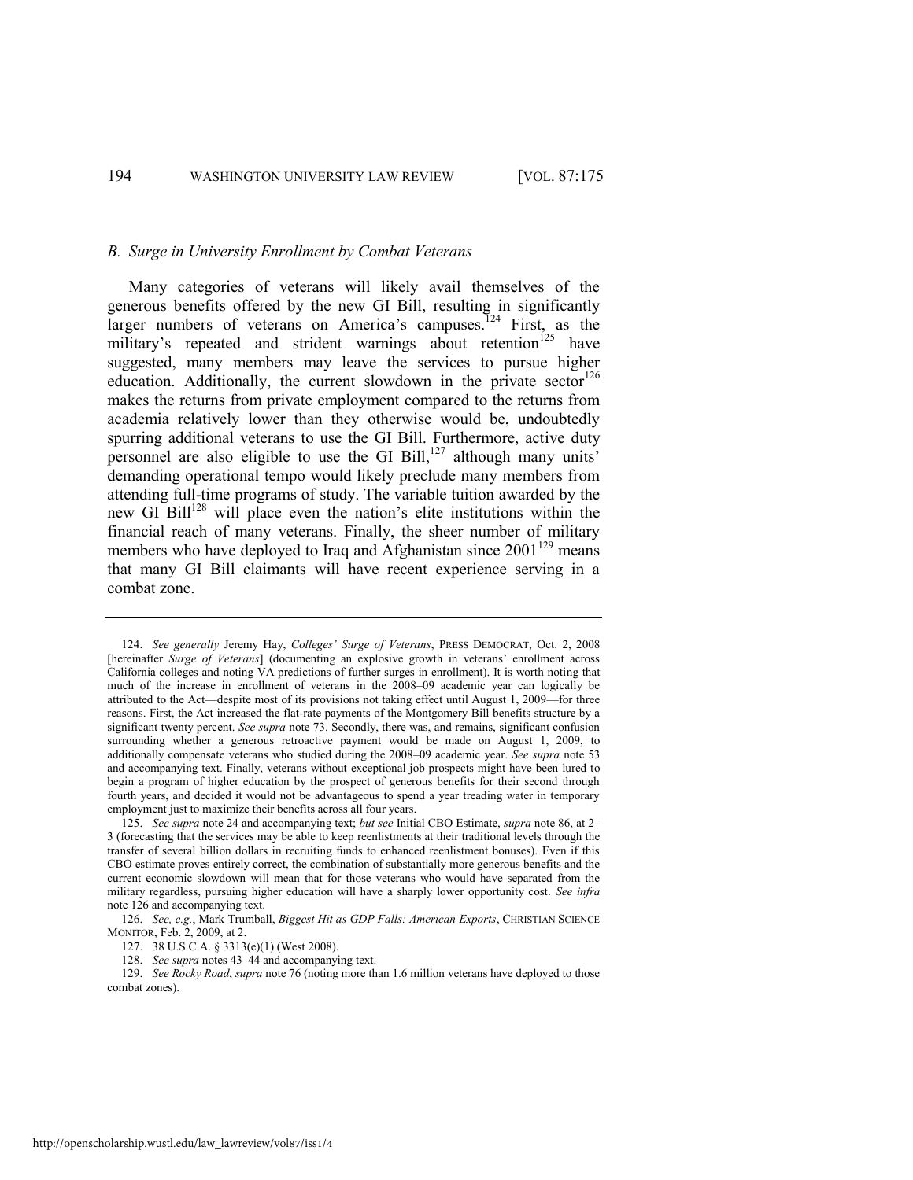### *B. Surge in University Enrollment by Combat Veterans*

Many categories of veterans will likely avail themselves of the generous benefits offered by the new GI Bill, resulting in significantly larger numbers of veterans on America's campuses.[124] First, as the military's repeated and strident warnings about retention[125] have suggested, many members may leave the services to pursue higher education. Additionally, the current slowdown in the private sector[126] makes the returns from private employment compared to the returns from academia relatively lower than they otherwise would be, undoubtedly spurring additional veterans to use the GI Bill. Furthermore, active duty personnel are also eligible to use the GI Bill,[127] although many units' demanding operational tempo would likely preclude many members from attending full-time programs of study. The variable tuition awarded by the new GI Bill[128] will place even the nation's elite institutions within the financial reach of many veterans. Finally, the sheer number of military members who have deployed to Iraq and Afghanistan since 2001[129] means that many GI Bill claimants will have recent experience serving in a combat zone.

---

124. *See generally* Jeremy Hay, *Colleges' Surge of Veterans*, PRESS DEMOCRAT, Oct. 2, 2008 [hereinafter *Surge of Veterans*] (documenting an explosive growth in veterans' enrollment across California colleges and noting VA predictions of further surges in enrollment). It is worth noting that much of the increase in enrollment of veterans in the 2008–09 academic year can logically be attributed to the Act—despite most of its provisions not taking effect until August 1, 2009—for three reasons. First, the Act increased the flat-rate payments of the Montgomery Bill benefits structure by a significant twenty percent. *See supra* note 73. Secondly, there was, and remains, significant confusion surrounding whether a generous retroactive payment would be made on August 1, 2009, to additionally compensate veterans who studied during the 2008–09 academic year. *See supra* note 53 and accompanying text. Finally, veterans without exceptional job prospects might have been lured to begin a program of higher education by the prospect of generous benefits for their second through fourth years, and decided it would not be advantageous to spend a year treading water in temporary employment just to maximize their benefits across all four years.

125. *See supra* note 24 and accompanying text; *but see* Initial CBO Estimate, *supra* note 86, at 2–3 (forecasting that the services may be able to keep reenlistments at their traditional levels through the transfer of several billion dollars in recruiting funds to enhanced reenlistment bonuses). Even if this CBO estimate proves entirely correct, the combination of substantially more generous benefits and the current economic slowdown will mean that for those veterans who would have separated from the military regardless, pursuing higher education will have a sharply lower opportunity cost. *See infra* note 126 and accompanying text.

126. *See, e.g.*, Mark Trumball, *Biggest Hit as GDP Falls: American Exports*, CHRISTIAN SCIENCE MONITOR, Feb. 2, 2009, at 2.

127. 38 U.S.C.A. § 3313(e)(1) (West 2008).

128. *See supra* notes 43–44 and accompanying text.

129. *See Rocky Road*, *supra* note 76 (noting more than 1.6 million veterans have deployed to those combat zones).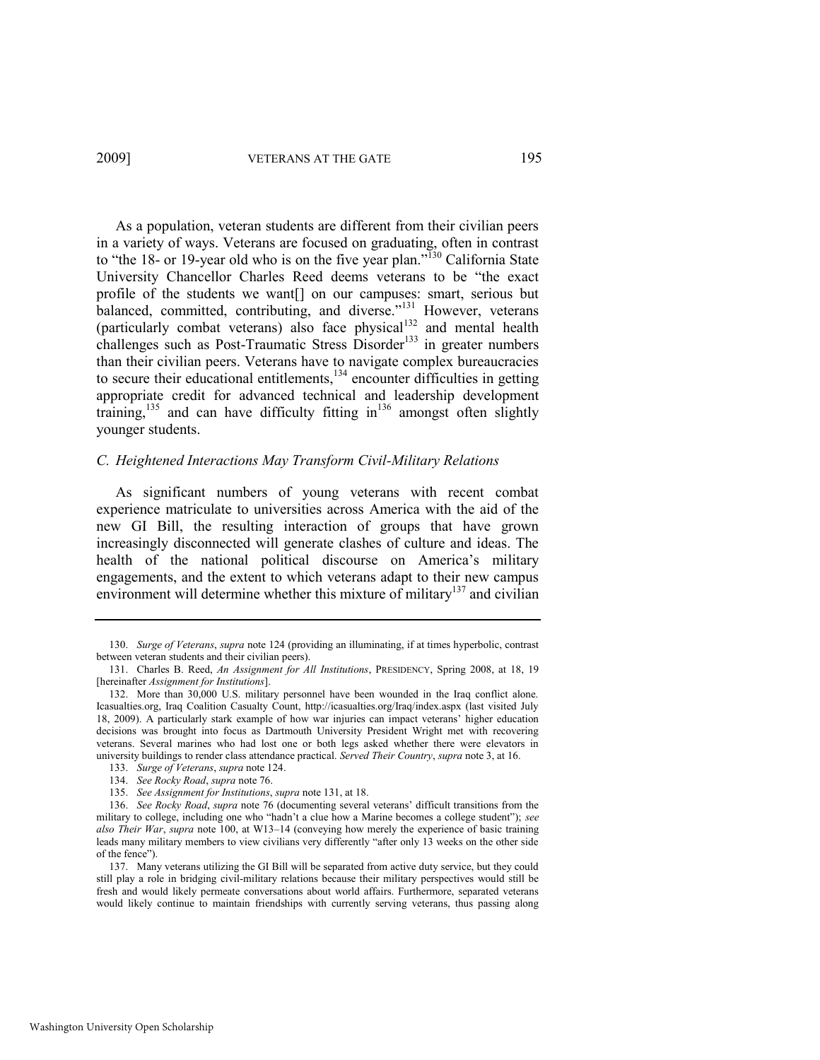As a population, veteran students are different from their civilian peers in a variety of ways. Veterans are focused on graduating, often in contrast to "the 18- or 19-year old who is on the five year plan."[130] California State University Chancellor Charles Reed deems veterans to be "the exact profile of the students we want[] on our campuses: smart, serious but balanced, committed, contributing, and diverse."[131] However, veterans (particularly combat veterans) also face physical[132] and mental health challenges such as Post-Traumatic Stress Disorder[133] in greater numbers than their civilian peers. Veterans have to navigate complex bureaucracies to secure their educational entitlements,[134] encounter difficulties in getting appropriate credit for advanced technical and leadership development training,[135] and can have difficulty fitting in[136] amongst often slightly younger students.

### *C. Heightened Interactions May Transform Civil-Military Relations*

As significant numbers of young veterans with recent combat experience matriculate to universities across America with the aid of the new GI Bill, the resulting interaction of groups that have grown increasingly disconnected will generate clashes of culture and ideas. The health of the national political discourse on America's military engagements, and the extent to which veterans adapt to their new campus environment will determine whether this mixture of military[137] and civilian

---

130. *Surge of Veterans*, *supra* note 124 (providing an illuminating, if at times hyperbolic, contrast between veteran students and their civilian peers).

131. Charles B. Reed, *An Assignment for All Institutions*, PRESIDENCY, Spring 2008, at 18, 19 [hereinafter *Assignment for Institutions*].

132. More than 30,000 U.S. military personnel have been wounded in the Iraq conflict alone. Icasualties.org, Iraq Coalition Casualty Count, http://icasualties.org/Iraq/index.aspx (last visited July 18, 2009). A particularly stark example of how war injuries can impact veterans' higher education decisions was brought into focus as Dartmouth University President Wright met with recovering veterans. Several marines who had lost one or both legs asked whether there were elevators in university buildings to render class attendance practical. *Served Their Country*, *supra* note 3, at 16.

133. *Surge of Veterans*, *supra* note 124.

134. *See Rocky Road*, *supra* note 76.

135. *See Assignment for Institutions*, *supra* note 131, at 18.

136. *See Rocky Road*, *supra* note 76 (documenting several veterans' difficult transitions from the military to college, including one who "hadn't a clue how a Marine becomes a college student"); *see also Their War*, *supra* note 100, at W13–14 (conveying how merely the experience of basic training leads many military members to view civilians very differently "after only 13 weeks on the other side of the fence").

137. Many veterans utilizing the GI Bill will be separated from active duty service, but they could still play a role in bridging civil-military relations because their military perspectives would still be fresh and would likely permeate conversations about world affairs. Furthermore, separated veterans would likely continue to maintain friendships with currently serving veterans, thus passing along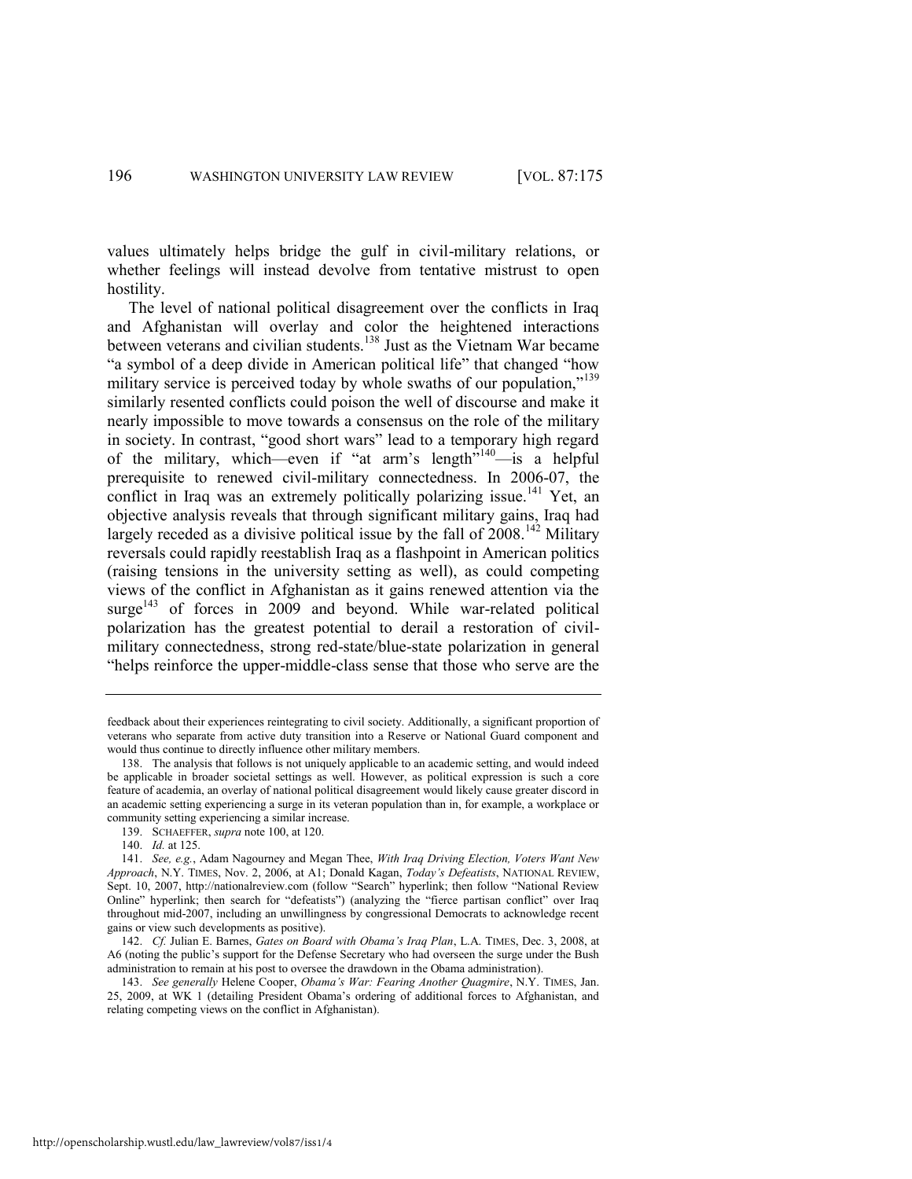values ultimately helps bridge the gulf in civil-military relations, or whether feelings will instead devolve from tentative mistrust to open hostility.

The level of national political disagreement over the conflicts in Iraq and Afghanistan will overlay and color the heightened interactions between veterans and civilian students.[138] Just as the Vietnam War became "a symbol of a deep divide in American political life" that changed "how military service is perceived today by whole swaths of our population,"[139] similarly resented conflicts could poison the well of discourse and make it nearly impossible to move towards a consensus on the role of the military in society. In contrast, "good short wars" lead to a temporary high regard of the military, which—even if "at arm's length"[140]—is a helpful prerequisite to renewed civil-military connectedness. In 2006-07, the conflict in Iraq was an extremely politically polarizing issue.[141] Yet, an objective analysis reveals that through significant military gains, Iraq had largely receded as a divisive political issue by the fall of 2008.[142] Military reversals could rapidly reestablish Iraq as a flashpoint in American politics (raising tensions in the university setting as well), as could competing views of the conflict in Afghanistan as it gains renewed attention via the surge[143] of forces in 2009 and beyond. While war-related political polarization has the greatest potential to derail a restoration of civil-military connectedness, strong red-state/blue-state polarization in general "helps reinforce the upper-middle-class sense that those who serve are the

---

feedback about their experiences reintegrating to civil society. Additionally, a significant proportion of veterans who separate from active duty transition into a Reserve or National Guard component and would thus continue to directly influence other military members.

138. The analysis that follows is not uniquely applicable to an academic setting, and would indeed be applicable in broader societal settings as well. However, as political expression is such a core feature of academia, an overlay of national political disagreement would likely cause greater discord in an academic setting experiencing a surge in its veteran population than in, for example, a workplace or community setting experiencing a similar increase.

139. SCHAEFFER, *supra* note 100, at 120.

140. *Id.* at 125.

141. *See, e.g.*, Adam Nagourney and Megan Thee, *With Iraq Driving Election, Voters Want New Approach*, N.Y. TIMES, Nov. 2, 2006, at A1; Donald Kagan, *Today's Defeatists*, NATIONAL REVIEW, Sept. 10, 2007, http://nationalreview.com (follow "Search" hyperlink; then follow "National Review Online" hyperlink; then search for "defeatists") (analyzing the "fierce partisan conflict" over Iraq throughout mid-2007, including an unwillingness by congressional Democrats to acknowledge recent gains or view such developments as positive).

142. *Cf.* Julian E. Barnes, *Gates on Board with Obama's Iraq Plan*, L.A. TIMES, Dec. 3, 2008, at A6 (noting the public's support for the Defense Secretary who had overseen the surge under the Bush administration to remain at his post to oversee the drawdown in the Obama administration).

143. *See generally* Helene Cooper, *Obama's War: Fearing Another Quagmire*, N.Y. TIMES, Jan. 25, 2009, at WK 1 (detailing President Obama's ordering of additional forces to Afghanistan, and relating competing views on the conflict in Afghanistan).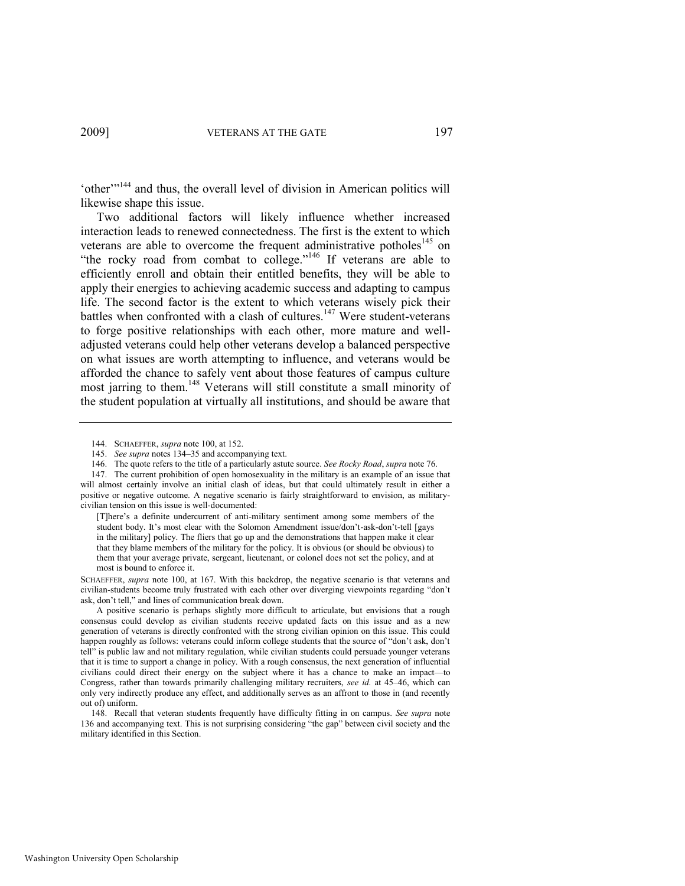'other'"[144] and thus, the overall level of division in American politics will likewise shape this issue.

Two additional factors will likely influence whether increased interaction leads to renewed connectedness. The first is the extent to which veterans are able to overcome the frequent administrative potholes[145] on "the rocky road from combat to college."[146] If veterans are able to efficiently enroll and obtain their entitled benefits, they will be able to apply their energies to achieving academic success and adapting to campus life. The second factor is the extent to which veterans wisely pick their battles when confronted with a clash of cultures.[147] Were student-veterans to forge positive relationships with each other, more mature and well-adjusted veterans could help other veterans develop a balanced perspective on what issues are worth attempting to influence, and veterans would be afforded the chance to safely vent about those features of campus culture most jarring to them.[148] Veterans will still constitute a small minority of the student population at virtually all institutions, and should be aware that

---

144. SCHAEFFER, *supra* note 100, at 152.

145. *See supra* notes 134–35 and accompanying text.

146. The quote refers to the title of a particularly astute source. *See Rocky Road*, *supra* note 76.

147. The current prohibition of open homosexuality in the military is an example of an issue that will almost certainly involve an initial clash of ideas, but that could ultimately result in either a positive or negative outcome. A negative scenario is fairly straightforward to envision, as military-civilian tension on this issue is well-documented:

> [T]here's a definite undercurrent of anti-military sentiment among some members of the student body. It's most clear with the Solomon Amendment issue/don't-ask-don't-tell [gays in the military] policy. The fliers that go up and the demonstrations that happen make it clear that they blame members of the military for the policy. It is obvious (or should be obvious) to them that your average private, sergeant, lieutenant, or colonel does not set the policy, and at most is bound to enforce it.

SCHAEFFER, *supra* note 100, at 167. With this backdrop, the negative scenario is that veterans and civilian-students become truly frustrated with each other over diverging viewpoints regarding "don't ask, don't tell," and lines of communication break down.

A positive scenario is perhaps slightly more difficult to articulate, but envisions that a rough consensus could develop as civilian students receive updated facts on this issue and as a new generation of veterans is directly confronted with the strong civilian opinion on this issue. This could happen roughly as follows: veterans could inform college students that the source of "don't ask, don't tell" is public law and not military regulation, while civilian students could persuade younger veterans that it is time to support a change in policy. With a rough consensus, the next generation of influential civilians could direct their energy on the subject where it has a chance to make an impact—to Congress, rather than towards primarily challenging military recruiters, *see id.* at 45–46, which can only very indirectly produce any effect, and additionally serves as an affront to those in (and recently out of) uniform.

148. Recall that veteran students frequently have difficulty fitting in on campus. *See supra* note 136 and accompanying text. This is not surprising considering "the gap" between civil society and the military identified in this Section.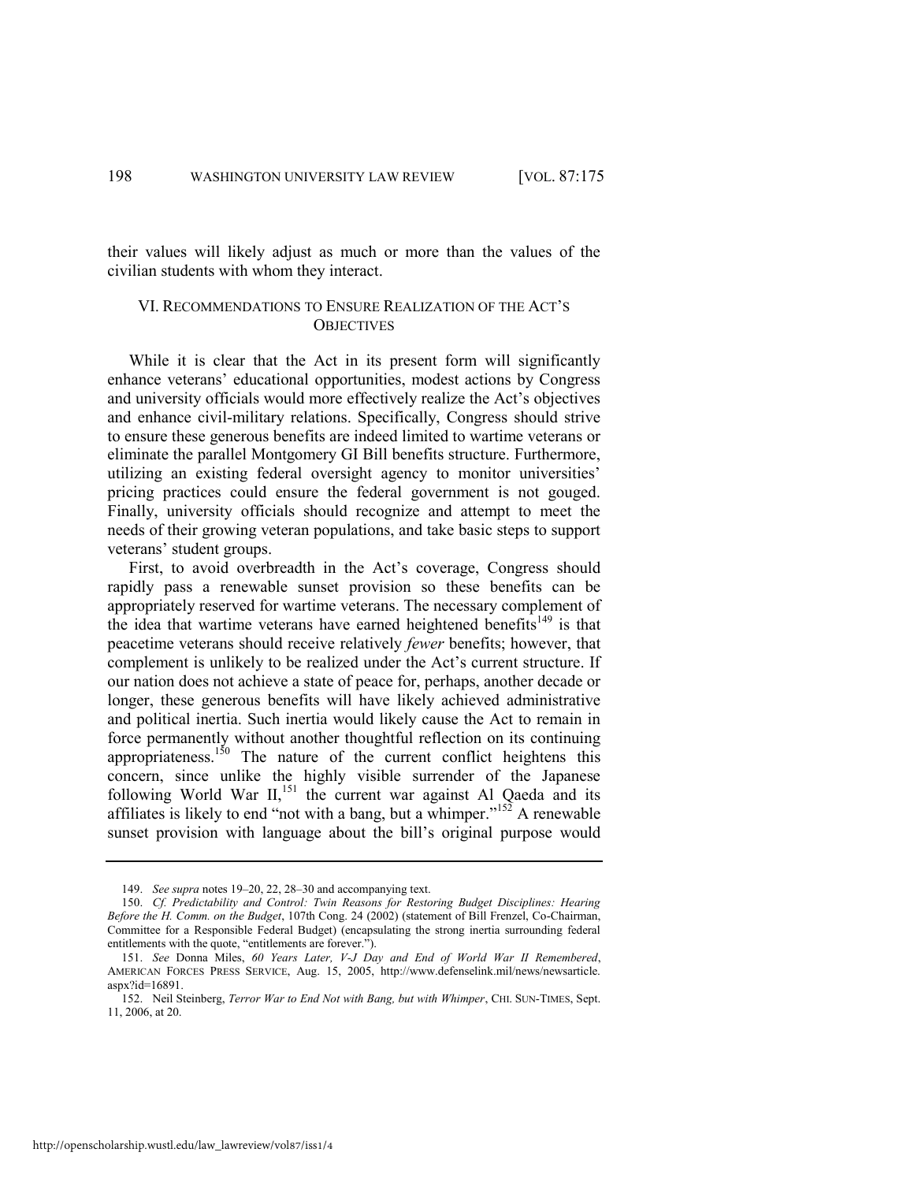their values will likely adjust as much or more than the values of the civilian students with whom they interact.

## VI. RECOMMENDATIONS TO ENSURE REALIZATION OF THE ACT'S OBJECTIVES

While it is clear that the Act in its present form will significantly enhance veterans' educational opportunities, modest actions by Congress and university officials would more effectively realize the Act's objectives and enhance civil-military relations. Specifically, Congress should strive to ensure these generous benefits are indeed limited to wartime veterans or eliminate the parallel Montgomery GI Bill benefits structure. Furthermore, utilizing an existing federal oversight agency to monitor universities' pricing practices could ensure the federal government is not gouged. Finally, university officials should recognize and attempt to meet the needs of their growing veteran populations, and take basic steps to support veterans' student groups.

First, to avoid overbreadth in the Act's coverage, Congress should rapidly pass a renewable sunset provision so these benefits can be appropriately reserved for wartime veterans. The necessary complement of the idea that wartime veterans have earned heightened benefits[149] is that peacetime veterans should receive relatively *fewer* benefits; however, that complement is unlikely to be realized under the Act's current structure. If our nation does not achieve a state of peace for, perhaps, another decade or longer, these generous benefits will have likely achieved administrative and political inertia. Such inertia would likely cause the Act to remain in force permanently without another thoughtful reflection on its continuing appropriateness.[150] The nature of the current conflict heightens this concern, since unlike the highly visible surrender of the Japanese following World War II,[151] the current war against Al Qaeda and its affiliates is likely to end "not with a bang, but a whimper."[152] A renewable sunset provision with language about the bill's original purpose would

---

149. *See supra* notes 19–20, 22, 28–30 and accompanying text.

150. *Cf. Predictability and Control: Twin Reasons for Restoring Budget Disciplines: Hearing Before the H. Comm. on the Budget*, 107th Cong. 24 (2002) (statement of Bill Frenzel, Co-Chairman, Committee for a Responsible Federal Budget) (encapsulating the strong inertia surrounding federal entitlements with the quote, "entitlements are forever.").

151. *See* Donna Miles, *60 Years Later, V-J Day and End of World War II Remembered*, AMERICAN FORCES PRESS SERVICE, Aug. 15, 2005, http://www.defenselink.mil/news/newsarticle.aspx?id=16891.

152. Neil Steinberg, *Terror War to End Not with Bang, but with Whimper*, CHI. SUN-TIMES, Sept. 11, 2006, at 20.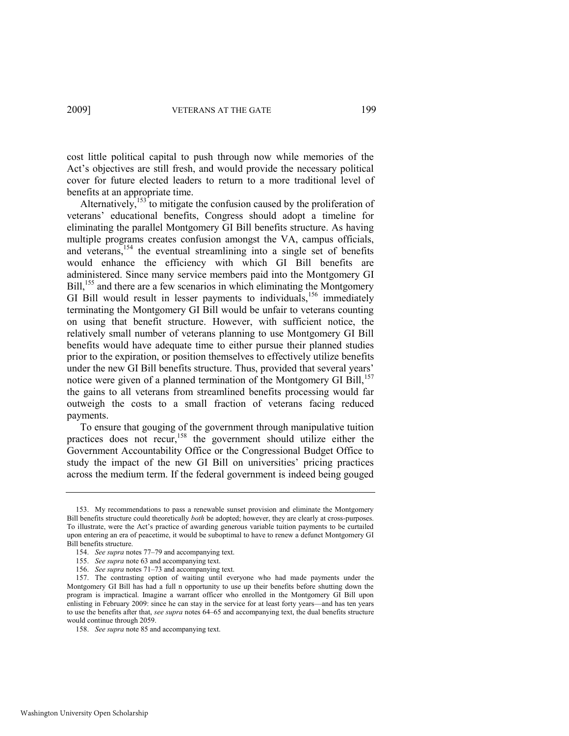cost little political capital to push through now while memories of the Act's objectives are still fresh, and would provide the necessary political cover for future elected leaders to return to a more traditional level of benefits at an appropriate time.

Alternatively,[153] to mitigate the confusion caused by the proliferation of veterans' educational benefits, Congress should adopt a timeline for eliminating the parallel Montgomery GI Bill benefits structure. As having multiple programs creates confusion amongst the VA, campus officials, and veterans,[154] the eventual streamlining into a single set of benefits would enhance the efficiency with which GI Bill benefits are administered. Since many service members paid into the Montgomery GI Bill,[155] and there are a few scenarios in which eliminating the Montgomery GI Bill would result in lesser payments to individuals,[156] immediately terminating the Montgomery GI Bill would be unfair to veterans counting on using that benefit structure. However, with sufficient notice, the relatively small number of veterans planning to use Montgomery GI Bill benefits would have adequate time to either pursue their planned studies prior to the expiration, or position themselves to effectively utilize benefits under the new GI Bill benefits structure. Thus, provided that several years' notice were given of a planned termination of the Montgomery GI Bill,[157] the gains to all veterans from streamlined benefits processing would far outweigh the costs to a small fraction of veterans facing reduced payments.

To ensure that gouging of the government through manipulative tuition practices does not recur,[158] the government should utilize either the Government Accountability Office or the Congressional Budget Office to study the impact of the new GI Bill on universities' pricing practices across the medium term. If the federal government is indeed being gouged

---

153. My recommendations to pass a renewable sunset provision and eliminate the Montgomery Bill benefits structure could theoretically *both* be adopted; however, they are clearly at cross-purposes. To illustrate, were the Act's practice of awarding generous variable tuition payments to be curtailed upon entering an era of peacetime, it would be suboptimal to have to renew a defunct Montgomery GI Bill benefits structure.

154. *See supra* notes 77–79 and accompanying text.

155. *See supra* note 63 and accompanying text.

156. *See supra* notes 71–73 and accompanying text.

157. The contrasting option of waiting until everyone who had made payments under the Montgomery GI Bill has had a full n opportunity to use up their benefits before shutting down the program is impractical. Imagine a warrant officer who enrolled in the Montgomery GI Bill upon enlisting in February 2009: since he can stay in the service for at least forty years—and has ten years to use the benefits after that, *see supra* notes 64–65 and accompanying text, the dual benefits structure would continue through 2059.

158. *See supra* note 85 and accompanying text.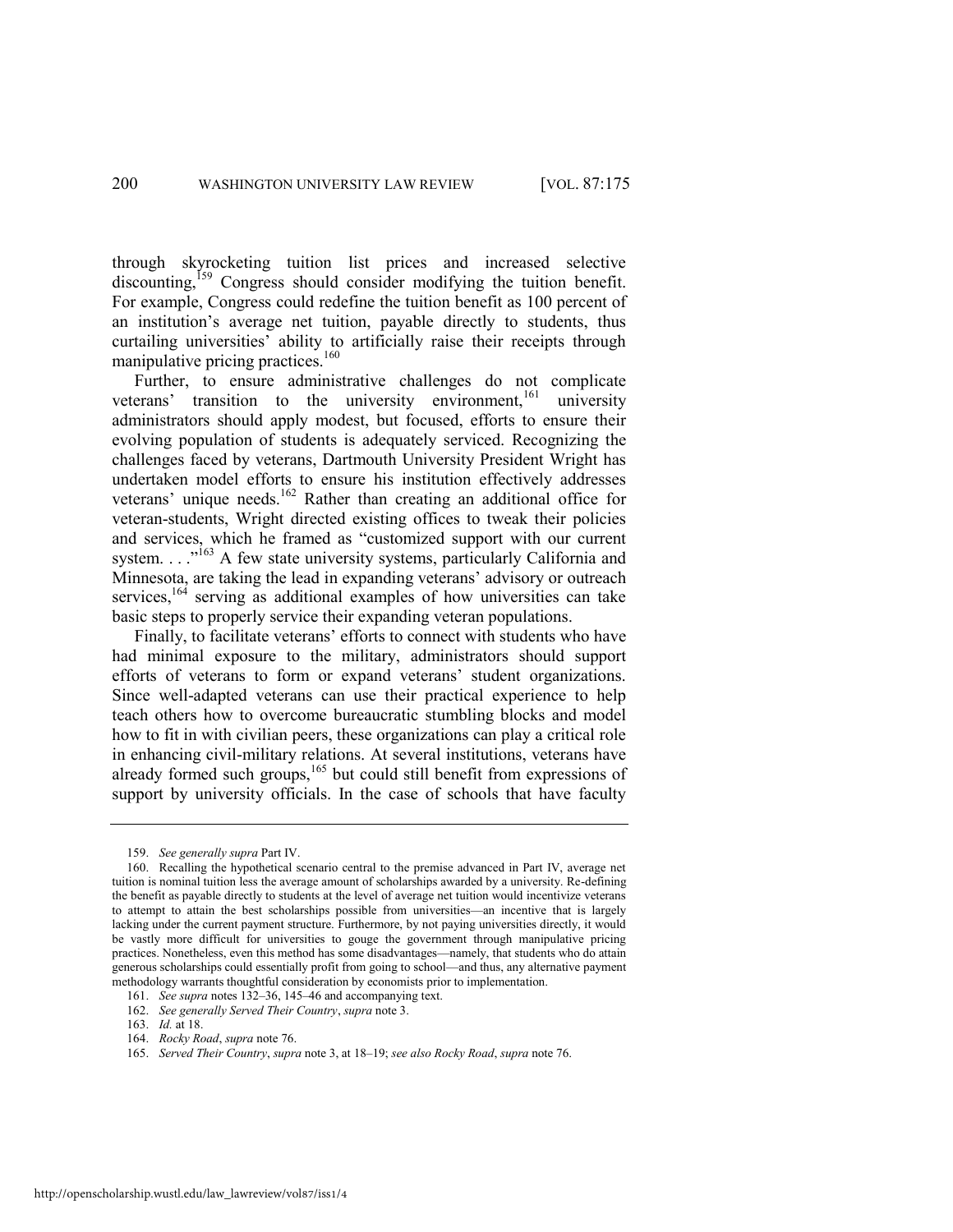through skyrocketing tuition list prices and increased selective discounting,[159] Congress should consider modifying the tuition benefit. For example, Congress could redefine the tuition benefit as 100 percent of an institution's average net tuition, payable directly to students, thus curtailing universities' ability to artificially raise their receipts through manipulative pricing practices.[160]

Further, to ensure administrative challenges do not complicate veterans' transition to the university environment,[161] university administrators should apply modest, but focused, efforts to ensure their evolving population of students is adequately serviced. Recognizing the challenges faced by veterans, Dartmouth University President Wright has undertaken model efforts to ensure his institution effectively addresses veterans' unique needs.[162] Rather than creating an additional office for veteran-students, Wright directed existing offices to tweak their policies and services, which he framed as "customized support with our current system. . . ."[163] A few state university systems, particularly California and Minnesota, are taking the lead in expanding veterans' advisory or outreach services,[164] serving as additional examples of how universities can take basic steps to properly service their expanding veteran populations.

Finally, to facilitate veterans' efforts to connect with students who have had minimal exposure to the military, administrators should support efforts of veterans to form or expand veterans' student organizations. Since well-adapted veterans can use their practical experience to help teach others how to overcome bureaucratic stumbling blocks and model how to fit in with civilian peers, these organizations can play a critical role in enhancing civil-military relations. At several institutions, veterans have already formed such groups,[165] but could still benefit from expressions of support by university officials. In the case of schools that have faculty

---

159. *See generally supra* Part IV.

160. Recalling the hypothetical scenario central to the premise advanced in Part IV, average net tuition is nominal tuition less the average amount of scholarships awarded by a university. Re-defining the benefit as payable directly to students at the level of average net tuition would incentivize veterans to attempt to attain the best scholarships possible from universities—an incentive that is largely lacking under the current payment structure. Furthermore, by not paying universities directly, it would be vastly more difficult for universities to gouge the government through manipulative pricing practices. Nonetheless, even this method has some disadvantages—namely, that students who do attain generous scholarships could essentially profit from going to school—and thus, any alternative payment methodology warrants thoughtful consideration by economists prior to implementation.

161. *See supra* notes 132–36, 145–46 and accompanying text.

162. *See generally Served Their Country*, *supra* note 3.

163. *Id.* at 18.

164. *Rocky Road*, *supra* note 76.

165. *Served Their Country*, *supra* note 3, at 18–19; *see also Rocky Road*, *supra* note 76.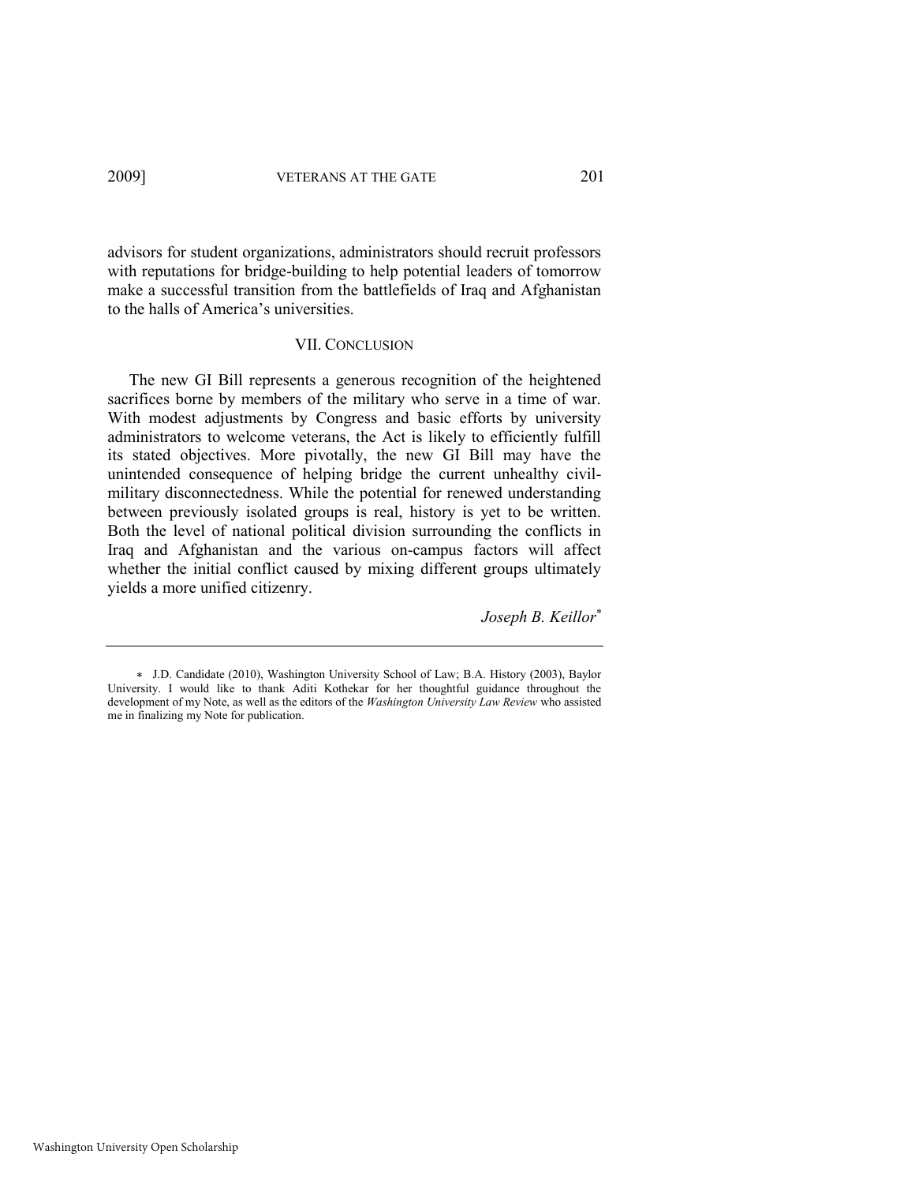advisors for student organizations, administrators should recruit professors with reputations for bridge-building to help potential leaders of tomorrow make a successful transition from the battlefields of Iraq and Afghanistan to the halls of America's universities.

## VII. CONCLUSION

The new GI Bill represents a generous recognition of the heightened sacrifices borne by members of the military who serve in a time of war. With modest adjustments by Congress and basic efforts by university administrators to welcome veterans, the Act is likely to efficiently fulfill its stated objectives. More pivotally, the new GI Bill may have the unintended consequence of helping bridge the current unhealthy civil-military disconnectedness. While the potential for renewed understanding between previously isolated groups is real, history is yet to be written. Both the level of national political division surrounding the conflicts in Iraq and Afghanistan and the various on-campus factors will affect whether the initial conflict caused by mixing different groups ultimately yields a more unified citizenry.

*Joseph B. Keillor*[*]

---

[*] J.D. Candidate (2010), Washington University School of Law; B.A. History (2003), Baylor University. I would like to thank Aditi Kothekar for her thoughtful guidance throughout the development of my Note, as well as the editors of the *Washington University Law Review* who assisted me in finalizing my Note for publication.